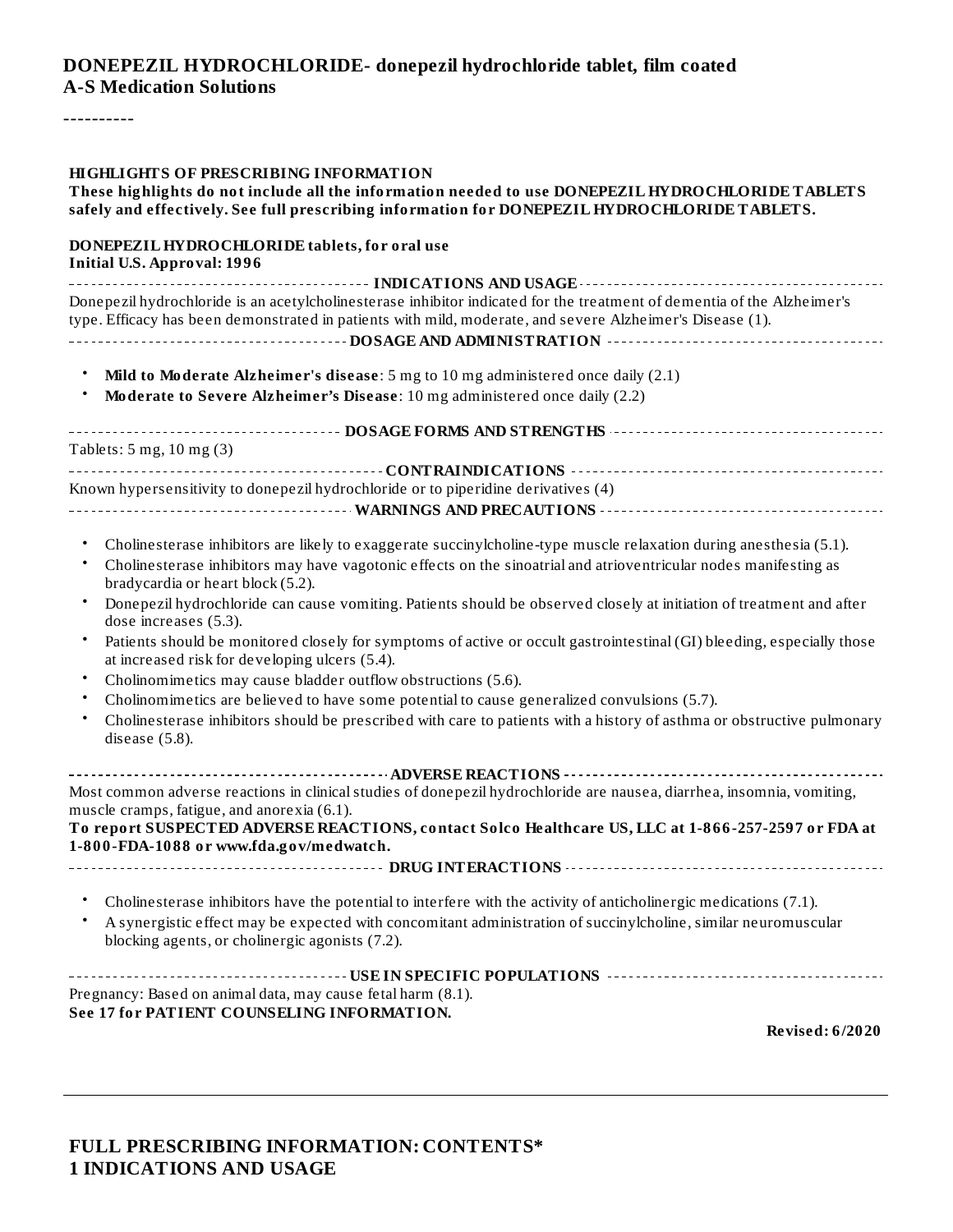# DONEPEZIL HYDROCHLORIDE- donepezil hydrochloride tablet, film coated
**A-S Medication Solutions**

----------

**HIGHLIGHTS OF PRESCRIBING INFORMATION**
**These highlights do not include all the information needed to use DONEPEZIL HYDROCHLORIDE TABLETS safely and effectively. See full prescribing information for DONEPEZIL HYDROCHLORIDE TABLETS.**

**DONEPEZIL HYDROCHLORIDE tablets, for oral use**
**Initial U.S. Approval: 1996**

**INDICATIONS AND USAGE**

Donepezil hydrochloride is an acetylcholinesterase inhibitor indicated for the treatment of dementia of the Alzheimer's type. Efficacy has been demonstrated in patients with mild, moderate, and severe Alzheimer's Disease (1).

**DOSAGE AND ADMINISTRATION**

- **Mild to Moderate Alzheimer's disease**: 5 mg to 10 mg administered once daily (2.1)
- **Moderate to Severe Alzheimer's Disease**: 10 mg administered once daily (2.2)

**DOSAGE FORMS AND STRENGTHS**

Tablets: 5 mg, 10 mg (3)

**CONTRAINDICATIONS**

Known hypersensitivity to donepezil hydrochloride or to piperidine derivatives (4)

**WARNINGS AND PRECAUTIONS**

- Cholinesterase inhibitors are likely to exaggerate succinylcholine-type muscle relaxation during anesthesia (5.1).
- Cholinesterase inhibitors may have vagotonic effects on the sinoatrial and atrioventricular nodes manifesting as bradycardia or heart block (5.2).
- Donepezil hydrochloride can cause vomiting. Patients should be observed closely at initiation of treatment and after dose increases (5.3).
- Patients should be monitored closely for symptoms of active or occult gastrointestinal (GI) bleeding, especially those at increased risk for developing ulcers (5.4).
- Cholinomimetics may cause bladder outflow obstructions (5.6).
- Cholinomimetics are believed to have some potential to cause generalized convulsions (5.7).
- Cholinesterase inhibitors should be prescribed with care to patients with a history of asthma or obstructive pulmonary disease (5.8).

**ADVERSE REACTIONS**

Most common adverse reactions in clinical studies of donepezil hydrochloride are nausea, diarrhea, insomnia, vomiting, muscle cramps, fatigue, and anorexia (6.1).
**To report SUSPECTED ADVERSE REACTIONS, contact Solco Healthcare US, LLC at 1-866-257-2597 or FDA at 1-800-FDA-1088 or www.fda.gov/medwatch.**

**DRUG INTERACTIONS**

- Cholinesterase inhibitors have the potential to interfere with the activity of anticholinergic medications (7.1).
- A synergistic effect may be expected with concomitant administration of succinylcholine, similar neuromuscular blocking agents, or cholinergic agonists (7.2).

**USE IN SPECIFIC POPULATIONS**

Pregnancy: Based on animal data, may cause fetal harm (8.1).
**See 17 for PATIENT COUNSELING INFORMATION.**

**Revised: 6/2020**

## FULL PRESCRIBING INFORMATION: CONTENTS*
## 1 INDICATIONS AND USAGE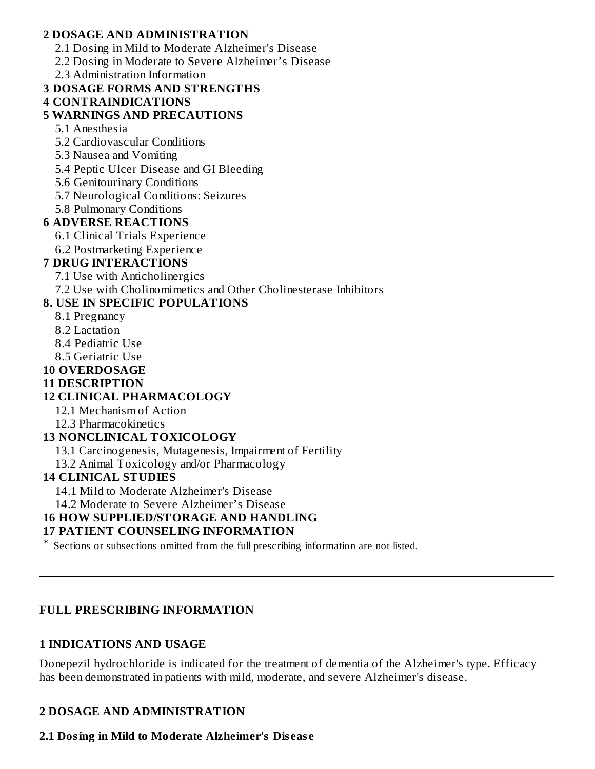**2 DOSAGE AND ADMINISTRATION**
- 2.1 Dosing in Mild to Moderate Alzheimer's Disease
- 2.2 Dosing in Moderate to Severe Alzheimer's Disease
- 2.3 Administration Information

**3 DOSAGE FORMS AND STRENGTHS**

**4 CONTRAINDICATIONS**

**5 WARNINGS AND PRECAUTIONS**
- 5.1 Anesthesia
- 5.2 Cardiovascular Conditions
- 5.3 Nausea and Vomiting
- 5.4 Peptic Ulcer Disease and GI Bleeding
- 5.6 Genitourinary Conditions
- 5.7 Neurological Conditions: Seizures
- 5.8 Pulmonary Conditions

**6 ADVERSE REACTIONS**
- 6.1 Clinical Trials Experience
- 6.2 Postmarketing Experience

**7 DRUG INTERACTIONS**
- 7.1 Use with Anticholinergics
- 7.2 Use with Cholinomimetics and Other Cholinesterase Inhibitors

**8. USE IN SPECIFIC POPULATIONS**
- 8.1 Pregnancy
- 8.2 Lactation
- 8.4 Pediatric Use
- 8.5 Geriatric Use

**10 OVERDOSAGE**

**11 DESCRIPTION**

**12 CLINICAL PHARMACOLOGY**
- 12.1 Mechanism of Action
- 12.3 Pharmacokinetics

**13 NONCLINICAL TOXICOLOGY**
- 13.1 Carcinogenesis, Mutagenesis, Impairment of Fertility
- 13.2 Animal Toxicology and/or Pharmacology

**14 CLINICAL STUDIES**
- 14.1 Mild to Moderate Alzheimer's Disease
- 14.2 Moderate to Severe Alzheimer's Disease

**16 HOW SUPPLIED/STORAGE AND HANDLING**

**17 PATIENT COUNSELING INFORMATION**

* Sections or subsections omitted from the full prescribing information are not listed.

---

# FULL PRESCRIBING INFORMATION

## 1 INDICATIONS AND USAGE

Donepezil hydrochloride is indicated for the treatment of dementia of the Alzheimer's type. Efficacy has been demonstrated in patients with mild, moderate, and severe Alzheimer's disease.

## 2 DOSAGE AND ADMINISTRATION

### 2.1 Dosing in Mild to Moderate Alzheimer's Disease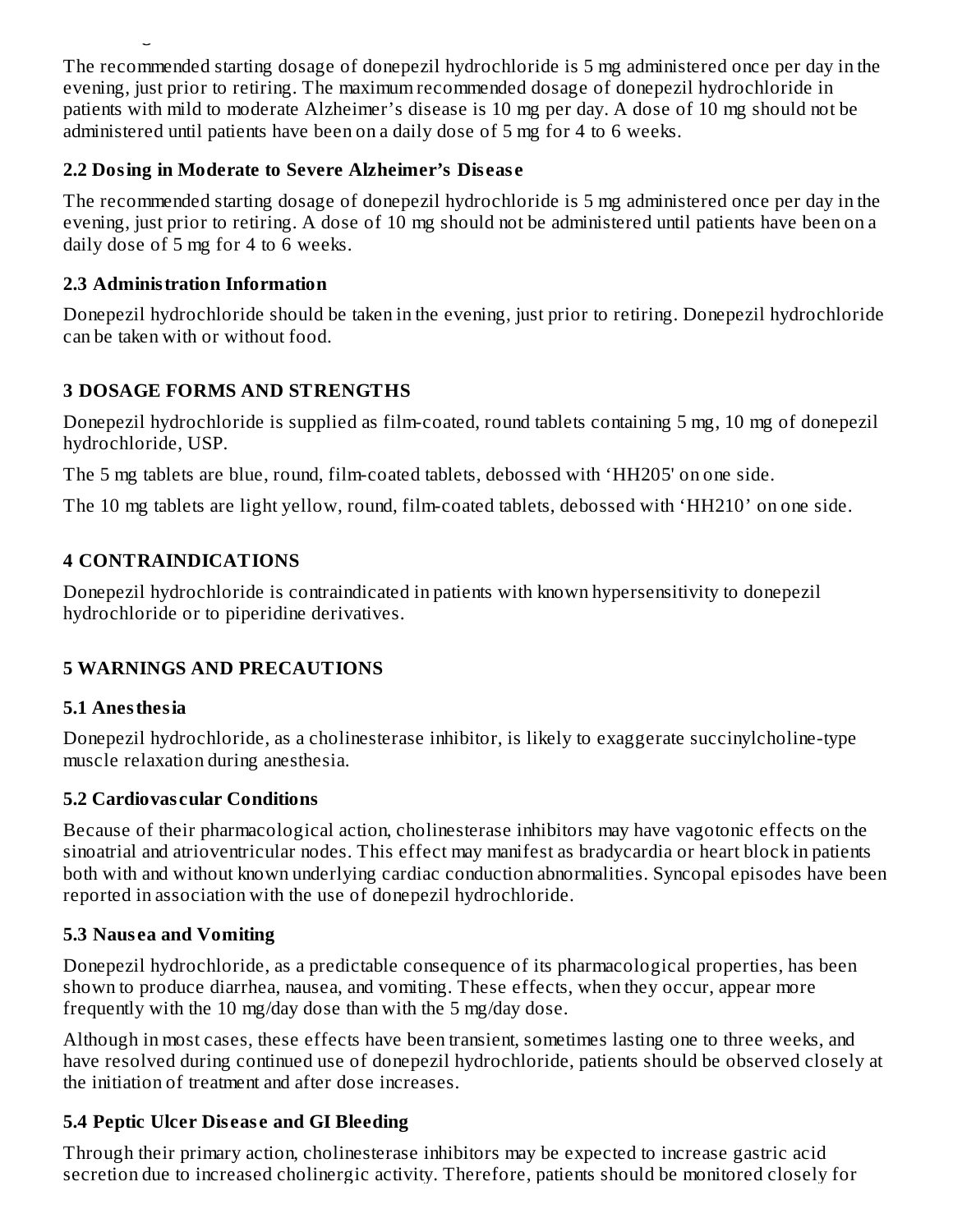The recommended starting dosage of donepezil hydrochloride is 5 mg administered once per day in the evening, just prior to retiring. The maximum recommended dosage of donepezil hydrochloride in patients with mild to moderate Alzheimer's disease is 10 mg per day. A dose of 10 mg should not be administered until patients have been on a daily dose of 5 mg for 4 to 6 weeks.

### 2.2 Dosing in Moderate to Severe Alzheimer's Disease

The recommended starting dosage of donepezil hydrochloride is 5 mg administered once per day in the evening, just prior to retiring. A dose of 10 mg should not be administered until patients have been on a daily dose of 5 mg for 4 to 6 weeks.

### 2.3 Administration Information

Donepezil hydrochloride should be taken in the evening, just prior to retiring. Donepezil hydrochloride can be taken with or without food.

## 3 DOSAGE FORMS AND STRENGTHS

Donepezil hydrochloride is supplied as film-coated, round tablets containing 5 mg, 10 mg of donepezil hydrochloride, USP.

The 5 mg tablets are blue, round, film-coated tablets, debossed with 'HH205' on one side.

The 10 mg tablets are light yellow, round, film-coated tablets, debossed with 'HH210' on one side.

## 4 CONTRAINDICATIONS

Donepezil hydrochloride is contraindicated in patients with known hypersensitivity to donepezil hydrochloride or to piperidine derivatives.

## 5 WARNINGS AND PRECAUTIONS

### 5.1 Anesthesia

Donepezil hydrochloride, as a cholinesterase inhibitor, is likely to exaggerate succinylcholine-type muscle relaxation during anesthesia.

### 5.2 Cardiovascular Conditions

Because of their pharmacological action, cholinesterase inhibitors may have vagotonic effects on the sinoatrial and atrioventricular nodes. This effect may manifest as bradycardia or heart block in patients both with and without known underlying cardiac conduction abnormalities. Syncopal episodes have been reported in association with the use of donepezil hydrochloride.

### 5.3 Nausea and Vomiting

Donepezil hydrochloride, as a predictable consequence of its pharmacological properties, has been shown to produce diarrhea, nausea, and vomiting. These effects, when they occur, appear more frequently with the 10 mg/day dose than with the 5 mg/day dose.

Although in most cases, these effects have been transient, sometimes lasting one to three weeks, and have resolved during continued use of donepezil hydrochloride, patients should be observed closely at the initiation of treatment and after dose increases.

### 5.4 Peptic Ulcer Disease and GI Bleeding

Through their primary action, cholinesterase inhibitors may be expected to increase gastric acid secretion due to increased cholinergic activity. Therefore, patients should be monitored closely for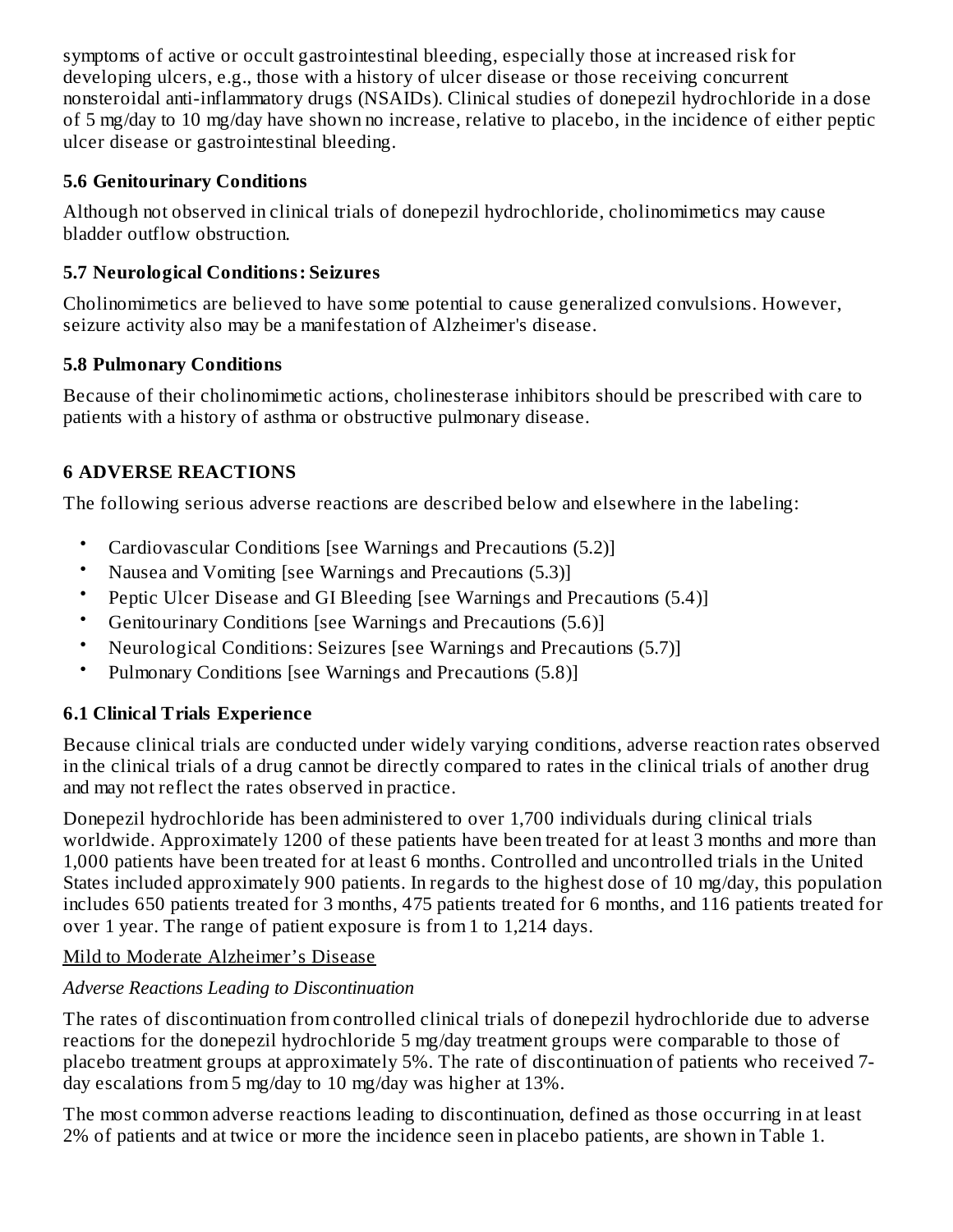symptoms of active or occult gastrointestinal bleeding, especially those at increased risk for developing ulcers, e.g., those with a history of ulcer disease or those receiving concurrent nonsteroidal anti-inflammatory drugs (NSAIDs). Clinical studies of donepezil hydrochloride in a dose of 5 mg/day to 10 mg/day have shown no increase, relative to placebo, in the incidence of either peptic ulcer disease or gastrointestinal bleeding.

### 5.6 Genitourinary Conditions

Although not observed in clinical trials of donepezil hydrochloride, cholinomimetics may cause bladder outflow obstruction.

### 5.7 Neurological Conditions: Seizures

Cholinomimetics are believed to have some potential to cause generalized convulsions. However, seizure activity also may be a manifestation of Alzheimer's disease.

### 5.8 Pulmonary Conditions

Because of their cholinomimetic actions, cholinesterase inhibitors should be prescribed with care to patients with a history of asthma or obstructive pulmonary disease.

## 6 ADVERSE REACTIONS

The following serious adverse reactions are described below and elsewhere in the labeling:

- Cardiovascular Conditions [see Warnings and Precautions (5.2)]
- Nausea and Vomiting [see Warnings and Precautions (5.3)]
- Peptic Ulcer Disease and GI Bleeding [see Warnings and Precautions (5.4)]
- Genitourinary Conditions [see Warnings and Precautions (5.6)]
- Neurological Conditions: Seizures [see Warnings and Precautions (5.7)]
- Pulmonary Conditions [see Warnings and Precautions (5.8)]

### 6.1 Clinical Trials Experience

Because clinical trials are conducted under widely varying conditions, adverse reaction rates observed in the clinical trials of a drug cannot be directly compared to rates in the clinical trials of another drug and may not reflect the rates observed in practice.

Donepezil hydrochloride has been administered to over 1,700 individuals during clinical trials worldwide. Approximately 1200 of these patients have been treated for at least 3 months and more than 1,000 patients have been treated for at least 6 months. Controlled and uncontrolled trials in the United States included approximately 900 patients. In regards to the highest dose of 10 mg/day, this population includes 650 patients treated for 3 months, 475 patients treated for 6 months, and 116 patients treated for over 1 year. The range of patient exposure is from 1 to 1,214 days.

Mild to Moderate Alzheimer's Disease

*Adverse Reactions Leading to Discontinuation*

The rates of discontinuation from controlled clinical trials of donepezil hydrochloride due to adverse reactions for the donepezil hydrochloride 5 mg/day treatment groups were comparable to those of placebo treatment groups at approximately 5%. The rate of discontinuation of patients who received 7-day escalations from 5 mg/day to 10 mg/day was higher at 13%.

The most common adverse reactions leading to discontinuation, defined as those occurring in at least 2% of patients and at twice or more the incidence seen in placebo patients, are shown in Table 1.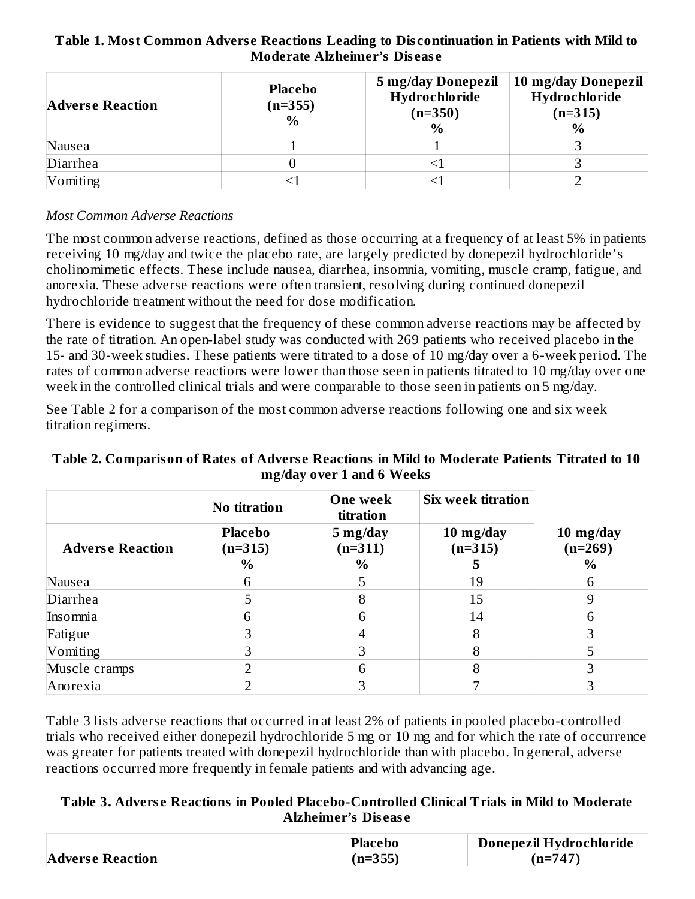**Table 1. Most Common Adverse Reactions Leading to Discontinuation in Patients with Mild to Moderate Alzheimer's Disease**

| Adverse Reaction | Placebo (n=355) % | 5 mg/day Donepezil Hydrochloride (n=350) % | 10 mg/day Donepezil Hydrochloride (n=315) % |
|---|---|---|---|
| Nausea | 1 | 1 | 3 |
| Diarrhea | 0 | <1 | 3 |
| Vomiting | <1 | <1 | 2 |

*Most Common Adverse Reactions*

The most common adverse reactions, defined as those occurring at a frequency of at least 5% in patients receiving 10 mg/day and twice the placebo rate, are largely predicted by donepezil hydrochloride's cholinomimetic effects. These include nausea, diarrhea, insomnia, vomiting, muscle cramp, fatigue, and anorexia. These adverse reactions were often transient, resolving during continued donepezil hydrochloride treatment without the need for dose modification.

There is evidence to suggest that the frequency of these common adverse reactions may be affected by the rate of titration. An open-label study was conducted with 269 patients who received placebo in the 15- and 30-week studies. These patients were titrated to a dose of 10 mg/day over a 6-week period. The rates of common adverse reactions were lower than those seen in patients titrated to 10 mg/day over one week in the controlled clinical trials and were comparable to those seen in patients on 5 mg/day.

See Table 2 for a comparison of the most common adverse reactions following one and six week titration regimens.

**Table 2. Comparison of Rates of Adverse Reactions in Mild to Moderate Patients Titrated to 10 mg/day over 1 and 6 Weeks**

| | No titration | One week titration | Six week titration | |
|---|---|---|---|---|
| **Adverse Reaction** | **Placebo (n=315) %** | **5 mg/day (n=311) %** | **10 mg/day (n=315) 5** | **10 mg/day (n=269) %** |
| Nausea | 6 | 5 | 19 | 6 |
| Diarrhea | 5 | 8 | 15 | 9 |
| Insomnia | 6 | 6 | 14 | 6 |
| Fatigue | 3 | 4 | 8 | 3 |
| Vomiting | 3 | 3 | 8 | 5 |
| Muscle cramps | 2 | 6 | 8 | 3 |
| Anorexia | 2 | 3 | 7 | 3 |

Table 3 lists adverse reactions that occurred in at least 2% of patients in pooled placebo-controlled trials who received either donepezil hydrochloride 5 mg or 10 mg and for which the rate of occurrence was greater for patients treated with donepezil hydrochloride than with placebo. In general, adverse reactions occurred more frequently in female patients and with advancing age.

**Table 3. Adverse Reactions in Pooled Placebo-Controlled Clinical Trials in Mild to Moderate Alzheimer's Disease**

| Adverse Reaction | Placebo (n=355) | Donepezil Hydrochloride (n=747) |
|---|---|---|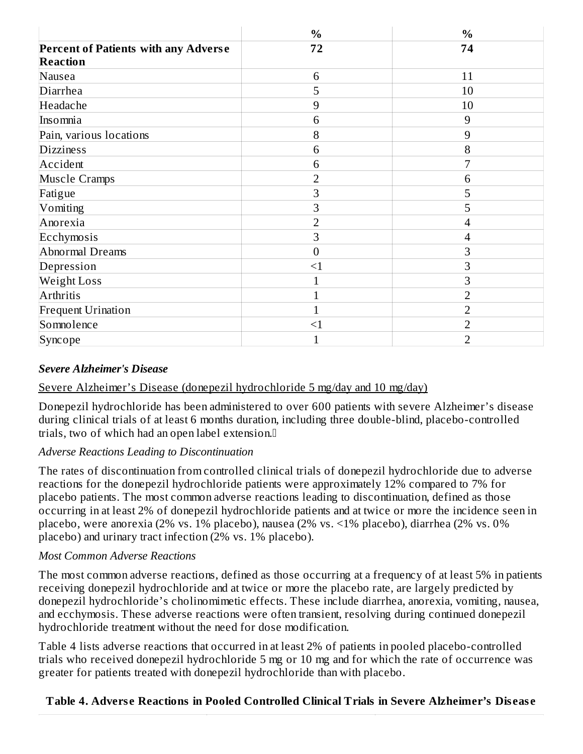| | % | % |
|---|---|---|
| **Percent of Patients with any Adverse Reaction** | **72** | **74** |
| Nausea | 6 | 11 |
| Diarrhea | 5 | 10 |
| Headache | 9 | 10 |
| Insomnia | 6 | 9 |
| Pain, various locations | 8 | 9 |
| Dizziness | 6 | 8 |
| Accident | 6 | 7 |
| Muscle Cramps | 2 | 6 |
| Fatigue | 3 | 5 |
| Vomiting | 3 | 5 |
| Anorexia | 2 | 4 |
| Ecchymosis | 3 | 4 |
| Abnormal Dreams | 0 | 3 |
| Depression | <1 | 3 |
| Weight Loss | 1 | 3 |
| Arthritis | 1 | 2 |
| Frequent Urination | 1 | 2 |
| Somnolence | <1 | 2 |
| Syncope | 1 | 2 |

***Severe Alzheimer's Disease***

Severe Alzheimer's Disease (donepezil hydrochloride 5 mg/day and 10 mg/day)

Donepezil hydrochloride has been administered to over 600 patients with severe Alzheimer's disease during clinical trials of at least 6 months duration, including three double-blind, placebo-controlled trials, two of which had an open label extension.

*Adverse Reactions Leading to Discontinuation*

The rates of discontinuation from controlled clinical trials of donepezil hydrochloride due to adverse reactions for the donepezil hydrochloride patients were approximately 12% compared to 7% for placebo patients. The most common adverse reactions leading to discontinuation, defined as those occurring in at least 2% of donepezil hydrochloride patients and at twice or more the incidence seen in placebo, were anorexia (2% vs. 1% placebo), nausea (2% vs. <1% placebo), diarrhea (2% vs. 0% placebo) and urinary tract infection (2% vs. 1% placebo).

*Most Common Adverse Reactions*

The most common adverse reactions, defined as those occurring at a frequency of at least 5% in patients receiving donepezil hydrochloride and at twice or more the placebo rate, are largely predicted by donepezil hydrochloride's cholinomimetic effects. These include diarrhea, anorexia, vomiting, nausea, and ecchymosis. These adverse reactions were often transient, resolving during continued donepezil hydrochloride treatment without the need for dose modification.

Table 4 lists adverse reactions that occurred in at least 2% of patients in pooled placebo-controlled trials who received donepezil hydrochloride 5 mg or 10 mg and for which the rate of occurrence was greater for patients treated with donepezil hydrochloride than with placebo.

**Table 4. Adverse Reactions in Pooled Controlled Clinical Trials in Severe Alzheimer's Disease**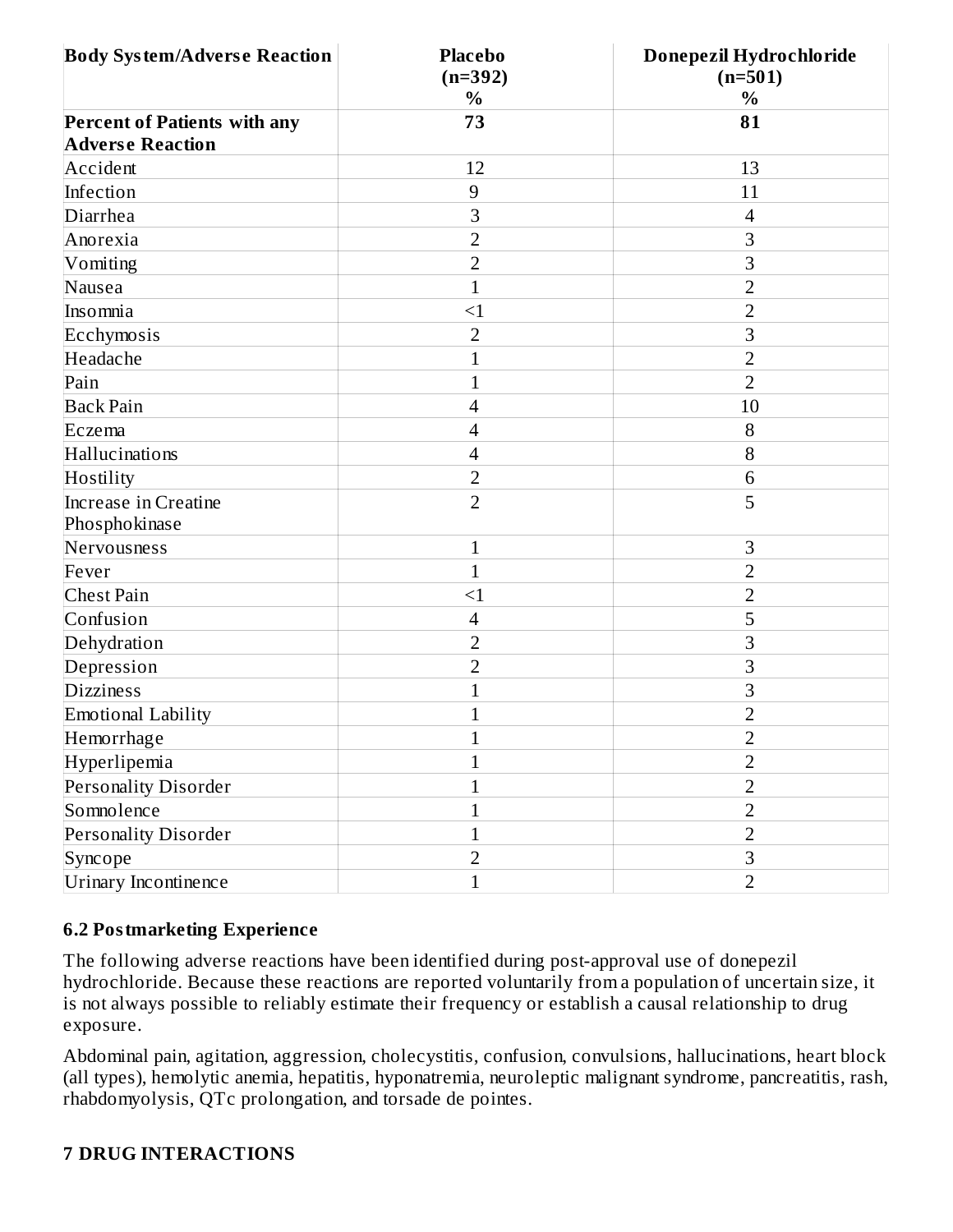| Body System/Adverse Reaction | Placebo (n=392) % | Donepezil Hydrochloride (n=501) % |
|---|---|---|
| **Percent of Patients with any Adverse Reaction** | **73** | **81** |
| Accident | 12 | 13 |
| Infection | 9 | 11 |
| Diarrhea | 3 | 4 |
| Anorexia | 2 | 3 |
| Vomiting | 2 | 3 |
| Nausea | 1 | 2 |
| Insomnia | <1 | 2 |
| Ecchymosis | 2 | 3 |
| Headache | 1 | 2 |
| Pain | 1 | 2 |
| Back Pain | 4 | 10 |
| Eczema | 4 | 8 |
| Hallucinations | 4 | 8 |
| Hostility | 2 | 6 |
| Increase in Creatine Phosphokinase | 2 | 5 |
| Nervousness | 1 | 3 |
| Fever | 1 | 2 |
| Chest Pain | <1 | 2 |
| Confusion | 4 | 5 |
| Dehydration | 2 | 3 |
| Depression | 2 | 3 |
| Dizziness | 1 | 3 |
| Emotional Lability | 1 | 2 |
| Hemorrhage | 1 | 2 |
| Hyperlipemia | 1 | 2 |
| Personality Disorder | 1 | 2 |
| Somnolence | 1 | 2 |
| Personality Disorder | 1 | 2 |
| Syncope | 2 | 3 |
| Urinary Incontinence | 1 | 2 |

### 6.2 Postmarketing Experience

The following adverse reactions have been identified during post-approval use of donepezil hydrochloride. Because these reactions are reported voluntarily from a population of uncertain size, it is not always possible to reliably estimate their frequency or establish a causal relationship to drug exposure.

Abdominal pain, agitation, aggression, cholecystitis, confusion, convulsions, hallucinations, heart block (all types), hemolytic anemia, hepatitis, hyponatremia, neuroleptic malignant syndrome, pancreatitis, rash, rhabdomyolysis, QTc prolongation, and torsade de pointes.

## 7 DRUG INTERACTIONS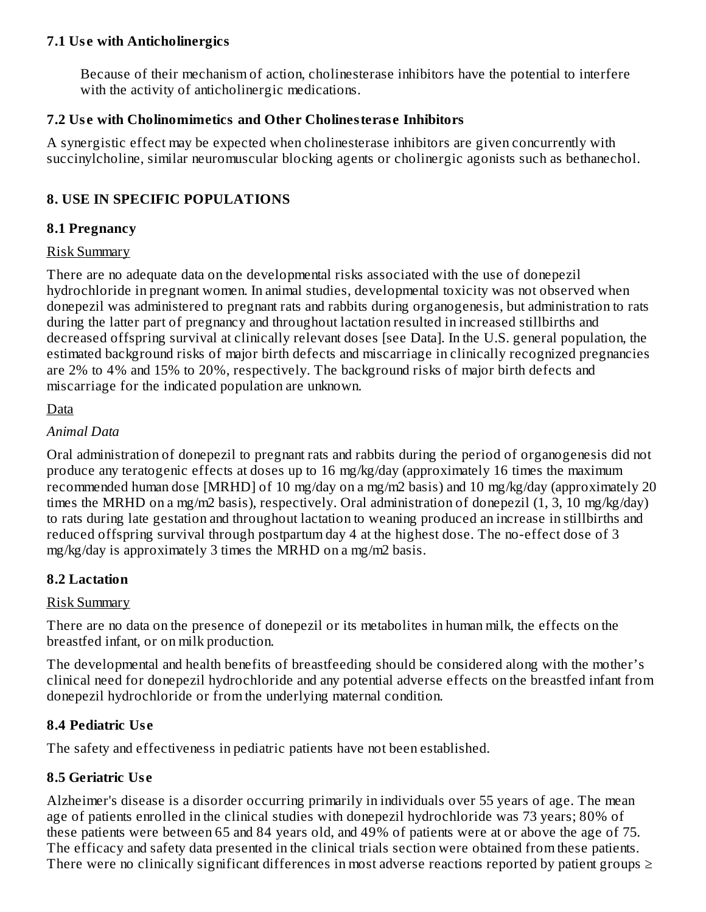### 7.1 Use with Anticholinergics

Because of their mechanism of action, cholinesterase inhibitors have the potential to interfere with the activity of anticholinergic medications.

### 7.2 Use with Cholinomimetics and Other Cholinesterase Inhibitors

A synergistic effect may be expected when cholinesterase inhibitors are given concurrently with succinylcholine, similar neuromuscular blocking agents or cholinergic agonists such as bethanechol.

## 8. USE IN SPECIFIC POPULATIONS

### 8.1 Pregnancy

Risk Summary

There are no adequate data on the developmental risks associated with the use of donepezil hydrochloride in pregnant women. In animal studies, developmental toxicity was not observed when donepezil was administered to pregnant rats and rabbits during organogenesis, but administration to rats during the latter part of pregnancy and throughout lactation resulted in increased stillbirths and decreased offspring survival at clinically relevant doses [see Data]. In the U.S. general population, the estimated background risks of major birth defects and miscarriage in clinically recognized pregnancies are 2% to 4% and 15% to 20%, respectively. The background risks of major birth defects and miscarriage for the indicated population are unknown.

Data

*Animal Data*

Oral administration of donepezil to pregnant rats and rabbits during the period of organogenesis did not produce any teratogenic effects at doses up to 16 mg/kg/day (approximately 16 times the maximum recommended human dose [MRHD] of 10 mg/day on a mg/m2 basis) and 10 mg/kg/day (approximately 20 times the MRHD on a mg/m2 basis), respectively. Oral administration of donepezil (1, 3, 10 mg/kg/day) to rats during late gestation and throughout lactation to weaning produced an increase in stillbirths and reduced offspring survival through postpartum day 4 at the highest dose. The no-effect dose of 3 mg/kg/day is approximately 3 times the MRHD on a mg/m2 basis.

### 8.2 Lactation

Risk Summary

There are no data on the presence of donepezil or its metabolites in human milk, the effects on the breastfed infant, or on milk production.

The developmental and health benefits of breastfeeding should be considered along with the mother's clinical need for donepezil hydrochloride and any potential adverse effects on the breastfed infant from donepezil hydrochloride or from the underlying maternal condition.

### 8.4 Pediatric Use

The safety and effectiveness in pediatric patients have not been established.

### 8.5 Geriatric Use

Alzheimer's disease is a disorder occurring primarily in individuals over 55 years of age. The mean age of patients enrolled in the clinical studies with donepezil hydrochloride was 73 years; 80% of these patients were between 65 and 84 years old, and 49% of patients were at or above the age of 75. The efficacy and safety data presented in the clinical trials section were obtained from these patients. There were no clinically significant differences in most adverse reactions reported by patient groups ≥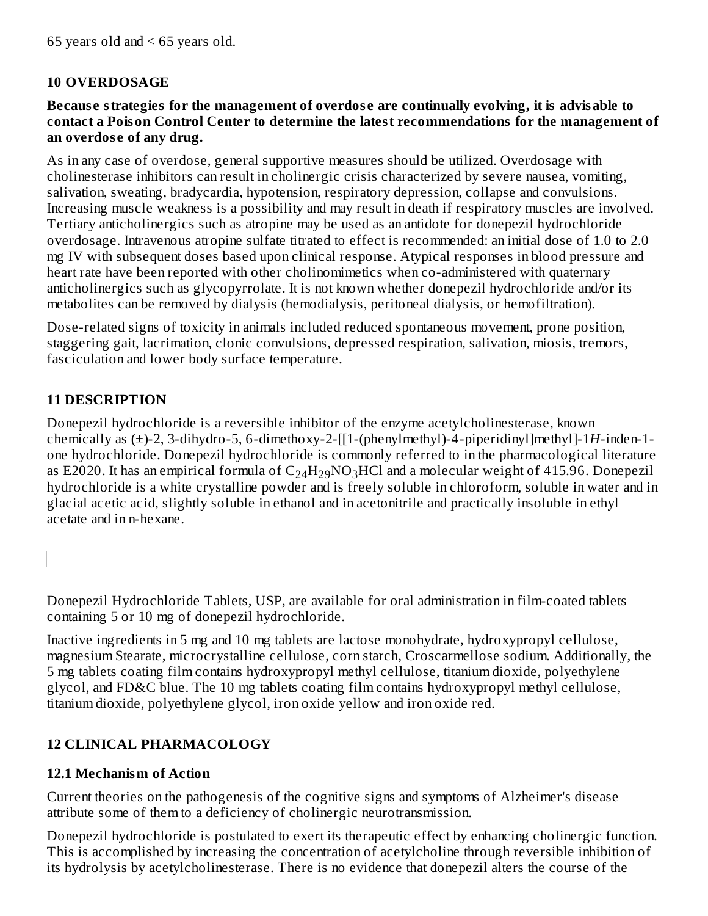65 years old and < 65 years old.

## 10 OVERDOSAGE

**Because strategies for the management of overdose are continually evolving, it is advisable to contact a Poison Control Center to determine the latest recommendations for the management of an overdose of any drug.**

As in any case of overdose, general supportive measures should be utilized. Overdosage with cholinesterase inhibitors can result in cholinergic crisis characterized by severe nausea, vomiting, salivation, sweating, bradycardia, hypotension, respiratory depression, collapse and convulsions. Increasing muscle weakness is a possibility and may result in death if respiratory muscles are involved. Tertiary anticholinergics such as atropine may be used as an antidote for donepezil hydrochloride overdosage. Intravenous atropine sulfate titrated to effect is recommended: an initial dose of 1.0 to 2.0 mg IV with subsequent doses based upon clinical response. Atypical responses in blood pressure and heart rate have been reported with other cholinomimetics when co-administered with quaternary anticholinergics such as glycopyrrolate. It is not known whether donepezil hydrochloride and/or its metabolites can be removed by dialysis (hemodialysis, peritoneal dialysis, or hemofiltration).

Dose-related signs of toxicity in animals included reduced spontaneous movement, prone position, staggering gait, lacrimation, clonic convulsions, depressed respiration, salivation, miosis, tremors, fasciculation and lower body surface temperature.

## 11 DESCRIPTION

Donepezil hydrochloride is a reversible inhibitor of the enzyme acetylcholinesterase, known chemically as (±)-2, 3-dihydro-5, 6-dimethoxy-2-[[1-(phenylmethyl)-4-piperidinyl]methyl]-1*H*-inden-1-one hydrochloride. Donepezil hydrochloride is commonly referred to in the pharmacological literature as E2020. It has an empirical formula of $C_{24}H_{29}NO_3HCl$ and a molecular weight of 415.96. Donepezil hydrochloride is a white crystalline powder and is freely soluble in chloroform, soluble in water and in glacial acetic acid, slightly soluble in ethanol and in acetonitrile and practically insoluble in ethyl acetate and in n-hexane.

Donepezil Hydrochloride Tablets, USP, are available for oral administration in film-coated tablets containing 5 or 10 mg of donepezil hydrochloride.

Inactive ingredients in 5 mg and 10 mg tablets are lactose monohydrate, hydroxypropyl cellulose, magnesium Stearate, microcrystalline cellulose, corn starch, Croscarmellose sodium. Additionally, the 5 mg tablets coating film contains hydroxypropyl methyl cellulose, titanium dioxide, polyethylene glycol, and FD&C blue. The 10 mg tablets coating film contains hydroxypropyl methyl cellulose, titanium dioxide, polyethylene glycol, iron oxide yellow and iron oxide red.

## 12 CLINICAL PHARMACOLOGY

### 12.1 Mechanism of Action

Current theories on the pathogenesis of the cognitive signs and symptoms of Alzheimer's disease attribute some of them to a deficiency of cholinergic neurotransmission.

Donepezil hydrochloride is postulated to exert its therapeutic effect by enhancing cholinergic function. This is accomplished by increasing the concentration of acetylcholine through reversible inhibition of its hydrolysis by acetylcholinesterase. There is no evidence that donepezil alters the course of the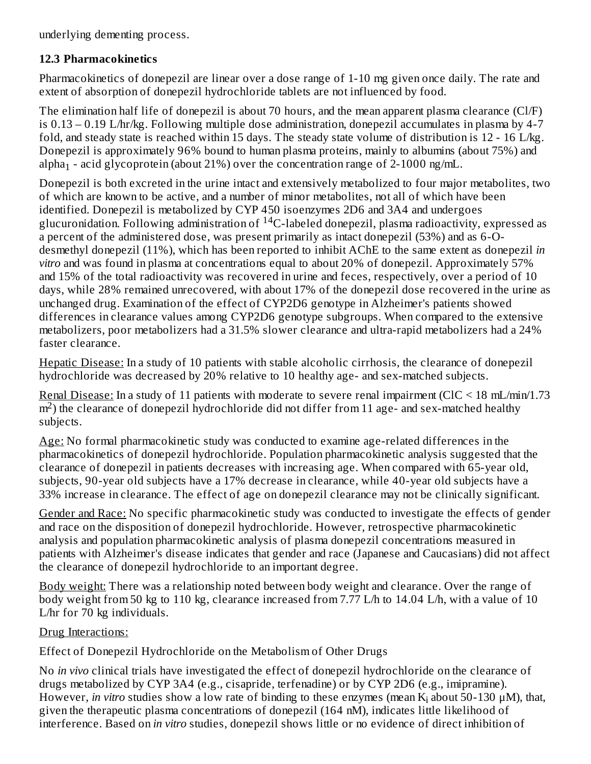underlying dementing process.

### 12.3 Pharmacokinetics

Pharmacokinetics of donepezil are linear over a dose range of 1-10 mg given once daily. The rate and extent of absorption of donepezil hydrochloride tablets are not influenced by food.

The elimination half life of donepezil is about 70 hours, and the mean apparent plasma clearance (Cl/F) is 0.13 – 0.19 L/hr/kg. Following multiple dose administration, donepezil accumulates in plasma by 4-7 fold, and steady state is reached within 15 days. The steady state volume of distribution is 12 - 16 L/kg. Donepezil is approximately 96% bound to human plasma proteins, mainly to albumins (about 75%) and $alpha_1$ - acid glycoprotein (about 21%) over the concentration range of 2-1000 ng/mL.

Donepezil is both excreted in the urine intact and extensively metabolized to four major metabolites, two of which are known to be active, and a number of minor metabolites, not all of which have been identified. Donepezil is metabolized by CYP 450 isoenzymes 2D6 and 3A4 and undergoes glucuronidation. Following administration of $^{14}$C-labeled donepezil, plasma radioactivity, expressed as a percent of the administered dose, was present primarily as intact donepezil (53%) and as 6-O-desmethyl donepezil (11%), which has been reported to inhibit AChE to the same extent as donepezil *in vitro* and was found in plasma at concentrations equal to about 20% of donepezil. Approximately 57% and 15% of the total radioactivity was recovered in urine and feces, respectively, over a period of 10 days, while 28% remained unrecovered, with about 17% of the donepezil dose recovered in the urine as unchanged drug. Examination of the effect of CYP2D6 genotype in Alzheimer's patients showed differences in clearance values among CYP2D6 genotype subgroups. When compared to the extensive metabolizers, poor metabolizers had a 31.5% slower clearance and ultra-rapid metabolizers had a 24% faster clearance.

Hepatic Disease: In a study of 10 patients with stable alcoholic cirrhosis, the clearance of donepezil hydrochloride was decreased by 20% relative to 10 healthy age- and sex-matched subjects.

Renal Disease: In a study of 11 patients with moderate to severe renal impairment (ClC < 18 mL/min/1.73 $m^2$) the clearance of donepezil hydrochloride did not differ from 11 age- and sex-matched healthy subjects.

Age: No formal pharmacokinetic study was conducted to examine age-related differences in the pharmacokinetics of donepezil hydrochloride. Population pharmacokinetic analysis suggested that the clearance of donepezil in patients decreases with increasing age. When compared with 65-year old, subjects, 90-year old subjects have a 17% decrease in clearance, while 40-year old subjects have a 33% increase in clearance. The effect of age on donepezil clearance may not be clinically significant.

Gender and Race: No specific pharmacokinetic study was conducted to investigate the effects of gender and race on the disposition of donepezil hydrochloride. However, retrospective pharmacokinetic analysis and population pharmacokinetic analysis of plasma donepezil concentrations measured in patients with Alzheimer's disease indicates that gender and race (Japanese and Caucasians) did not affect the clearance of donepezil hydrochloride to an important degree.

Body weight: There was a relationship noted between body weight and clearance. Over the range of body weight from 50 kg to 110 kg, clearance increased from 7.77 L/h to 14.04 L/h, with a value of 10 L/hr for 70 kg individuals.

Drug Interactions:

Effect of Donepezil Hydrochloride on the Metabolism of Other Drugs

No *in vivo* clinical trials have investigated the effect of donepezil hydrochloride on the clearance of drugs metabolized by CYP 3A4 (e.g., cisapride, terfenadine) or by CYP 2D6 (e.g., imipramine). However, *in vitro* studies show a low rate of binding to these enzymes (mean $K_i$ about 50-130 μM), that, given the therapeutic plasma concentrations of donepezil (164 nM), indicates little likelihood of interference. Based on *in vitro* studies, donepezil shows little or no evidence of direct inhibition of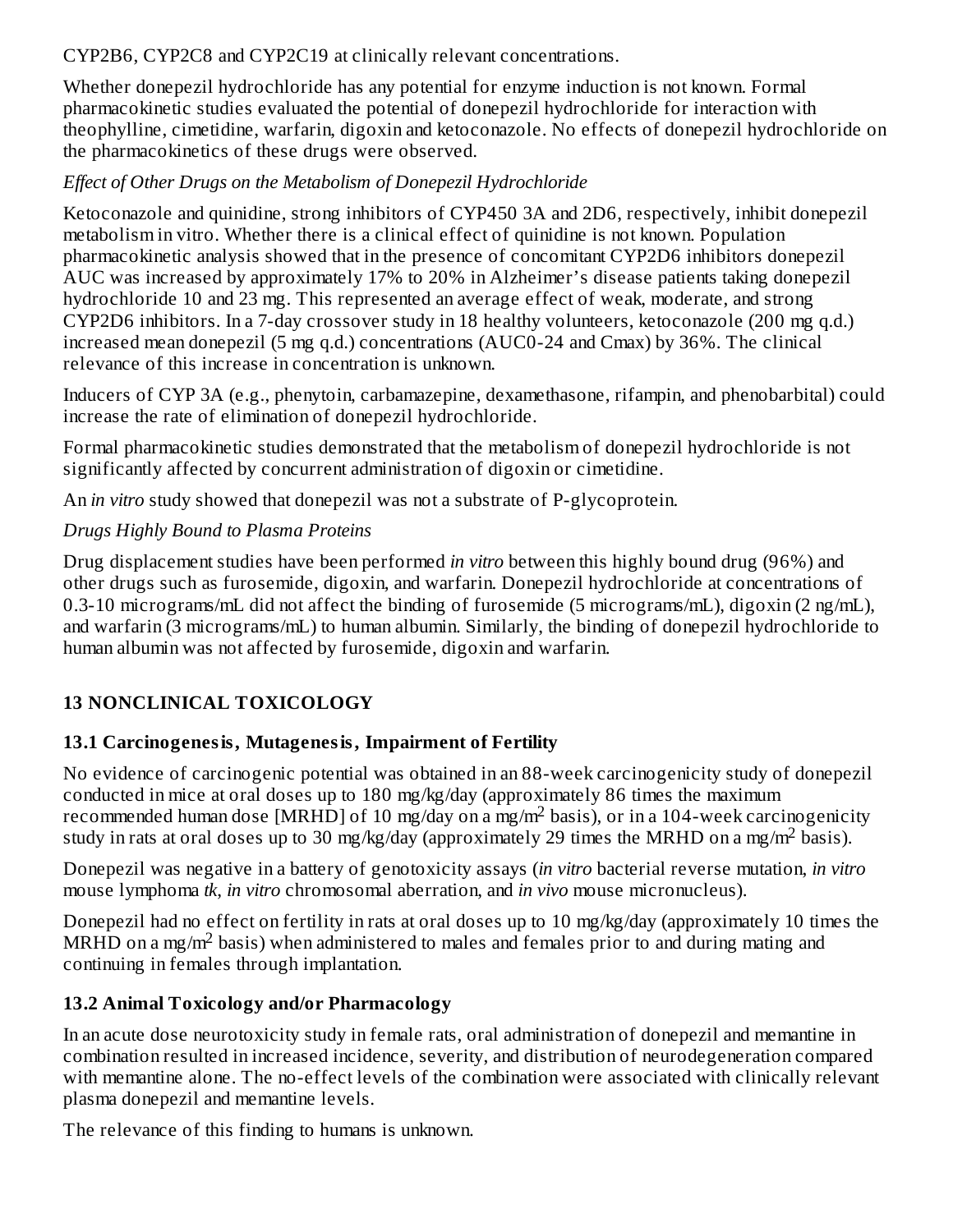CYP2B6, CYP2C8 and CYP2C19 at clinically relevant concentrations.

Whether donepezil hydrochloride has any potential for enzyme induction is not known. Formal pharmacokinetic studies evaluated the potential of donepezil hydrochloride for interaction with theophylline, cimetidine, warfarin, digoxin and ketoconazole. No effects of donepezil hydrochloride on the pharmacokinetics of these drugs were observed.

*Effect of Other Drugs on the Metabolism of Donepezil Hydrochloride*

Ketoconazole and quinidine, strong inhibitors of CYP450 3A and 2D6, respectively, inhibit donepezil metabolism in vitro. Whether there is a clinical effect of quinidine is not known. Population pharmacokinetic analysis showed that in the presence of concomitant CYP2D6 inhibitors donepezil AUC was increased by approximately 17% to 20% in Alzheimer's disease patients taking donepezil hydrochloride 10 and 23 mg. This represented an average effect of weak, moderate, and strong CYP2D6 inhibitors. In a 7-day crossover study in 18 healthy volunteers, ketoconazole (200 mg q.d.) increased mean donepezil (5 mg q.d.) concentrations (AUC0-24 and Cmax) by 36%. The clinical relevance of this increase in concentration is unknown.

Inducers of CYP 3A (e.g., phenytoin, carbamazepine, dexamethasone, rifampin, and phenobarbital) could increase the rate of elimination of donepezil hydrochloride.

Formal pharmacokinetic studies demonstrated that the metabolism of donepezil hydrochloride is not significantly affected by concurrent administration of digoxin or cimetidine.

An *in vitro* study showed that donepezil was not a substrate of P-glycoprotein.

*Drugs Highly Bound to Plasma Proteins*

Drug displacement studies have been performed *in vitro* between this highly bound drug (96%) and other drugs such as furosemide, digoxin, and warfarin. Donepezil hydrochloride at concentrations of 0.3-10 micrograms/mL did not affect the binding of furosemide (5 micrograms/mL), digoxin (2 ng/mL), and warfarin (3 micrograms/mL) to human albumin. Similarly, the binding of donepezil hydrochloride to human albumin was not affected by furosemide, digoxin and warfarin.

## 13 NONCLINICAL TOXICOLOGY

### 13.1 Carcinogenesis, Mutagenesis, Impairment of Fertility

No evidence of carcinogenic potential was obtained in an 88-week carcinogenicity study of donepezil conducted in mice at oral doses up to 180 mg/kg/day (approximately 86 times the maximum recommended human dose [MRHD] of 10 mg/day on a mg/m$^2$ basis), or in a 104-week carcinogenicity study in rats at oral doses up to 30 mg/kg/day (approximately 29 times the MRHD on a mg/m$^2$ basis).

Donepezil was negative in a battery of genotoxicity assays (*in vitro* bacterial reverse mutation, *in vitro* mouse lymphoma *tk*, *in vitro* chromosomal aberration, and *in vivo* mouse micronucleus).

Donepezil had no effect on fertility in rats at oral doses up to 10 mg/kg/day (approximately 10 times the MRHD on a mg/m$^2$ basis) when administered to males and females prior to and during mating and continuing in females through implantation.

### 13.2 Animal Toxicology and/or Pharmacology

In an acute dose neurotoxicity study in female rats, oral administration of donepezil and memantine in combination resulted in increased incidence, severity, and distribution of neurodegeneration compared with memantine alone. The no-effect levels of the combination were associated with clinically relevant plasma donepezil and memantine levels.

The relevance of this finding to humans is unknown.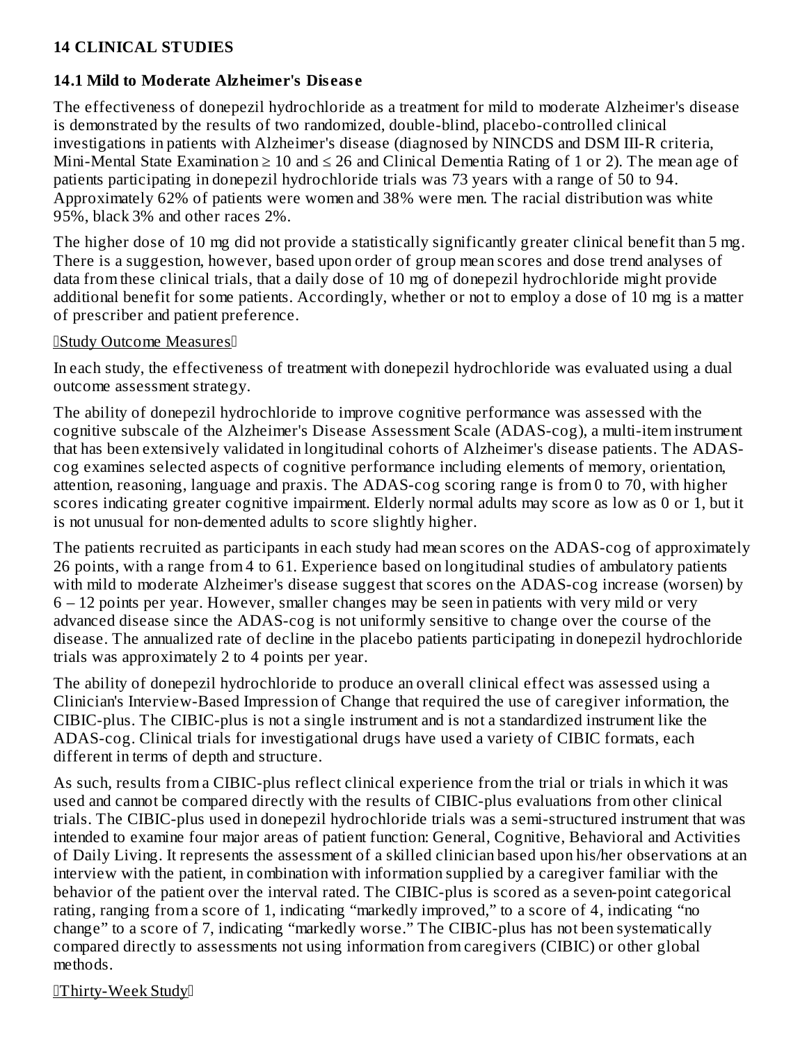## 14 CLINICAL STUDIES

### 14.1 Mild to Moderate Alzheimer's Disease

The effectiveness of donepezil hydrochloride as a treatment for mild to moderate Alzheimer's disease is demonstrated by the results of two randomized, double-blind, placebo-controlled clinical investigations in patients with Alzheimer's disease (diagnosed by NINCDS and DSM III-R criteria, Mini-Mental State Examination ≥ 10 and ≤ 26 and Clinical Dementia Rating of 1 or 2). The mean age of patients participating in donepezil hydrochloride trials was 73 years with a range of 50 to 94. Approximately 62% of patients were women and 38% were men. The racial distribution was white 95%, black 3% and other races 2%.

The higher dose of 10 mg did not provide a statistically significantly greater clinical benefit than 5 mg. There is a suggestion, however, based upon order of group mean scores and dose trend analyses of data from these clinical trials, that a daily dose of 10 mg of donepezil hydrochloride might provide additional benefit for some patients. Accordingly, whether or not to employ a dose of 10 mg is a matter of prescriber and patient preference.

Study Outcome Measures

In each study, the effectiveness of treatment with donepezil hydrochloride was evaluated using a dual outcome assessment strategy.

The ability of donepezil hydrochloride to improve cognitive performance was assessed with the cognitive subscale of the Alzheimer's Disease Assessment Scale (ADAS-cog), a multi-item instrument that has been extensively validated in longitudinal cohorts of Alzheimer's disease patients. The ADAS-cog examines selected aspects of cognitive performance including elements of memory, orientation, attention, reasoning, language and praxis. The ADAS-cog scoring range is from 0 to 70, with higher scores indicating greater cognitive impairment. Elderly normal adults may score as low as 0 or 1, but it is not unusual for non-demented adults to score slightly higher.

The patients recruited as participants in each study had mean scores on the ADAS-cog of approximately 26 points, with a range from 4 to 61. Experience based on longitudinal studies of ambulatory patients with mild to moderate Alzheimer's disease suggest that scores on the ADAS-cog increase (worsen) by 6 – 12 points per year. However, smaller changes may be seen in patients with very mild or very advanced disease since the ADAS-cog is not uniformly sensitive to change over the course of the disease. The annualized rate of decline in the placebo patients participating in donepezil hydrochloride trials was approximately 2 to 4 points per year.

The ability of donepezil hydrochloride to produce an overall clinical effect was assessed using a Clinician's Interview-Based Impression of Change that required the use of caregiver information, the CIBIC-plus. The CIBIC-plus is not a single instrument and is not a standardized instrument like the ADAS-cog. Clinical trials for investigational drugs have used a variety of CIBIC formats, each different in terms of depth and structure.

As such, results from a CIBIC-plus reflect clinical experience from the trial or trials in which it was used and cannot be compared directly with the results of CIBIC-plus evaluations from other clinical trials. The CIBIC-plus used in donepezil hydrochloride trials was a semi-structured instrument that was intended to examine four major areas of patient function: General, Cognitive, Behavioral and Activities of Daily Living. It represents the assessment of a skilled clinician based upon his/her observations at an interview with the patient, in combination with information supplied by a caregiver familiar with the behavior of the patient over the interval rated. The CIBIC-plus is scored as a seven-point categorical rating, ranging from a score of 1, indicating "markedly improved," to a score of 4, indicating "no change" to a score of 7, indicating "markedly worse." The CIBIC-plus has not been systematically compared directly to assessments not using information from caregivers (CIBIC) or other global methods.

Thirty-Week Study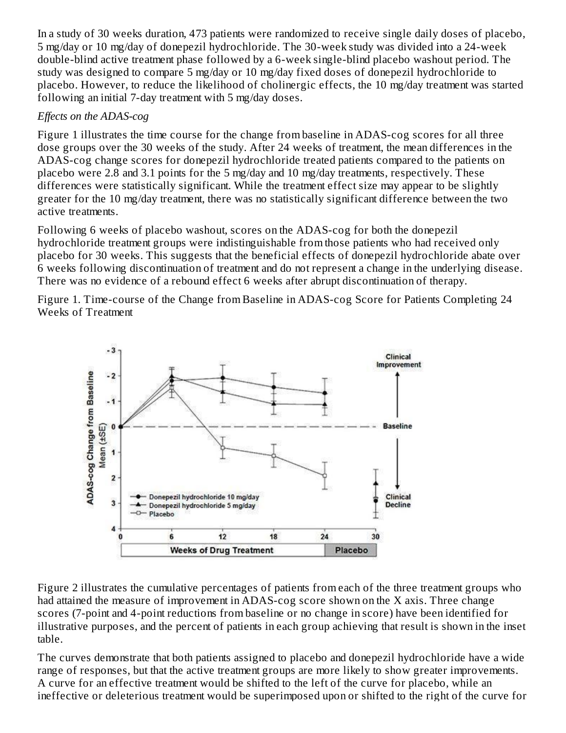In a study of 30 weeks duration, 473 patients were randomized to receive single daily doses of placebo, 5 mg/day or 10 mg/day of donepezil hydrochloride. The 30-week study was divided into a 24-week double-blind active treatment phase followed by a 6-week single-blind placebo washout period. The study was designed to compare 5 mg/day or 10 mg/day fixed doses of donepezil hydrochloride to placebo. However, to reduce the likelihood of cholinergic effects, the 10 mg/day treatment was started following an initial 7-day treatment with 5 mg/day doses.

*Effects on the ADAS-cog*

Figure 1 illustrates the time course for the change from baseline in ADAS-cog scores for all three dose groups over the 30 weeks of the study. After 24 weeks of treatment, the mean differences in the ADAS-cog change scores for donepezil hydrochloride treated patients compared to the patients on placebo were 2.8 and 3.1 points for the 5 mg/day and 10 mg/day treatments, respectively. These differences were statistically significant. While the treatment effect size may appear to be slightly greater for the 10 mg/day treatment, there was no statistically significant difference between the two active treatments.

Following 6 weeks of placebo washout, scores on the ADAS-cog for both the donepezil hydrochloride treatment groups were indistinguishable from those patients who had received only placebo for 30 weeks. This suggests that the beneficial effects of donepezil hydrochloride abate over 6 weeks following discontinuation of treatment and do not represent a change in the underlying disease. There was no evidence of a rebound effect 6 weeks after abrupt discontinuation of therapy.

Figure 1. Time-course of the Change from Baseline in ADAS-cog Score for Patients Completing 24 Weeks of Treatment

Figure 2 illustrates the cumulative percentages of patients from each of the three treatment groups who had attained the measure of improvement in ADAS-cog score shown on the X axis. Three change scores (7-point and 4-point reductions from baseline or no change in score) have been identified for illustrative purposes, and the percent of patients in each group achieving that result is shown in the inset table.

The curves demonstrate that both patients assigned to placebo and donepezil hydrochloride have a wide range of responses, but that the active treatment groups are more likely to show greater improvements. A curve for an effective treatment would be shifted to the left of the curve for placebo, while an ineffective or deleterious treatment would be superimposed upon or shifted to the right of the curve for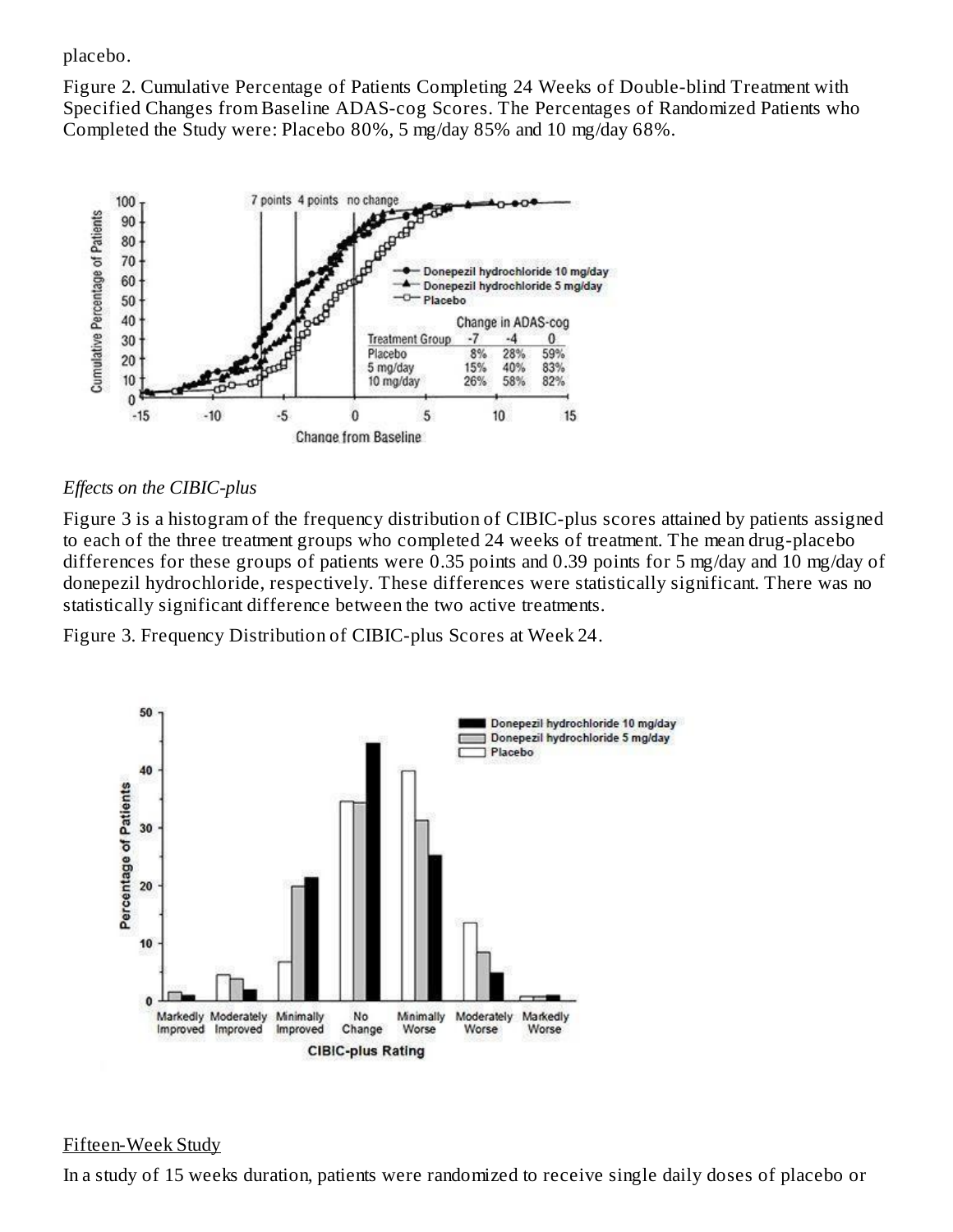placebo.

Figure 2. Cumulative Percentage of Patients Completing 24 Weeks of Double-blind Treatment with Specified Changes from Baseline ADAS-cog Scores. The Percentages of Randomized Patients who Completed the Study were: Placebo 80%, 5 mg/day 85% and 10 mg/day 68%.

*Effects on the CIBIC-plus*

Figure 3 is a histogram of the frequency distribution of CIBIC-plus scores attained by patients assigned to each of the three treatment groups who completed 24 weeks of treatment. The mean drug-placebo differences for these groups of patients were 0.35 points and 0.39 points for 5 mg/day and 10 mg/day of donepezil hydrochloride, respectively. These differences were statistically significant. There was no statistically significant difference between the two active treatments.

Figure 3. Frequency Distribution of CIBIC-plus Scores at Week 24.

Fifteen-Week Study

In a study of 15 weeks duration, patients were randomized to receive single daily doses of placebo or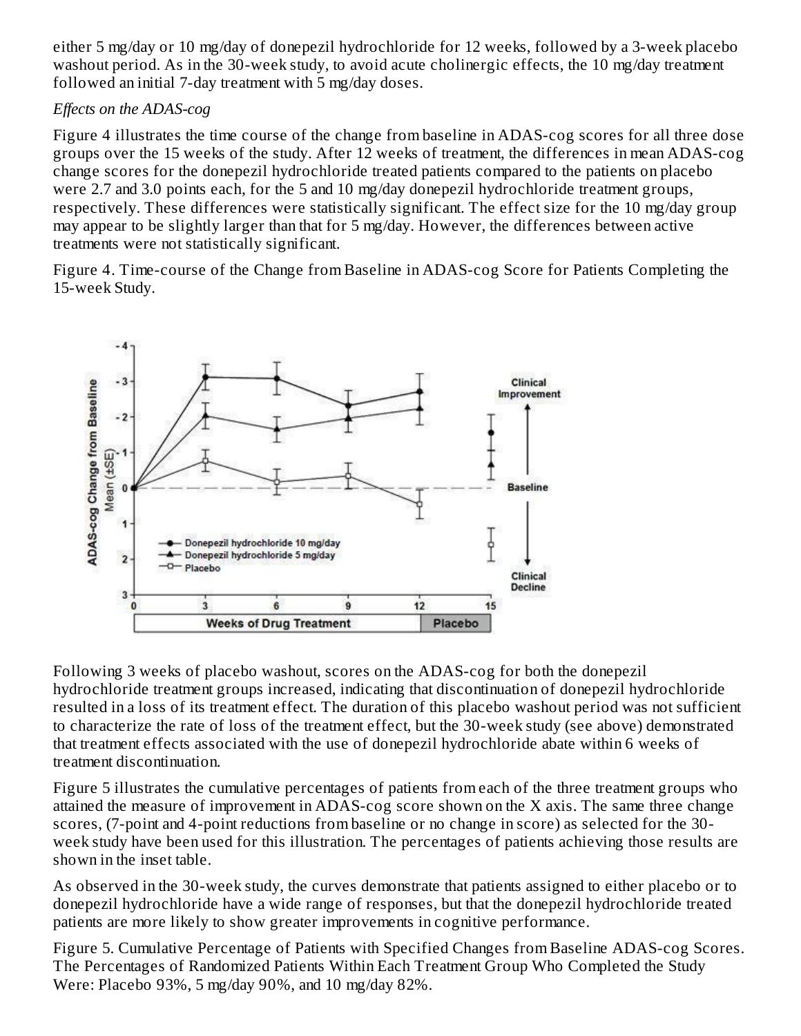either 5 mg/day or 10 mg/day of donepezil hydrochloride for 12 weeks, followed by a 3-week placebo washout period. As in the 30-week study, to avoid acute cholinergic effects, the 10 mg/day treatment followed an initial 7-day treatment with 5 mg/day doses.

*Effects on the ADAS-cog*

Figure 4 illustrates the time course of the change from baseline in ADAS-cog scores for all three dose groups over the 15 weeks of the study. After 12 weeks of treatment, the differences in mean ADAS-cog change scores for the donepezil hydrochloride treated patients compared to the patients on placebo were 2.7 and 3.0 points each, for the 5 and 10 mg/day donepezil hydrochloride treatment groups, respectively. These differences were statistically significant. The effect size for the 10 mg/day group may appear to be slightly larger than that for 5 mg/day. However, the differences between active treatments were not statistically significant.

Figure 4. Time-course of the Change from Baseline in ADAS-cog Score for Patients Completing the 15-week Study.

Following 3 weeks of placebo washout, scores on the ADAS-cog for both the donepezil hydrochloride treatment groups increased, indicating that discontinuation of donepezil hydrochloride resulted in a loss of its treatment effect. The duration of this placebo washout period was not sufficient to characterize the rate of loss of the treatment effect, but the 30-week study (see above) demonstrated that treatment effects associated with the use of donepezil hydrochloride abate within 6 weeks of treatment discontinuation.

Figure 5 illustrates the cumulative percentages of patients from each of the three treatment groups who attained the measure of improvement in ADAS-cog score shown on the X axis. The same three change scores, (7-point and 4-point reductions from baseline or no change in score) as selected for the 30-week study have been used for this illustration. The percentages of patients achieving those results are shown in the inset table.

As observed in the 30-week study, the curves demonstrate that patients assigned to either placebo or to donepezil hydrochloride have a wide range of responses, but that the donepezil hydrochloride treated patients are more likely to show greater improvements in cognitive performance.

Figure 5. Cumulative Percentage of Patients with Specified Changes from Baseline ADAS-cog Scores. The Percentages of Randomized Patients Within Each Treatment Group Who Completed the Study Were: Placebo 93%, 5 mg/day 90%, and 10 mg/day 82%.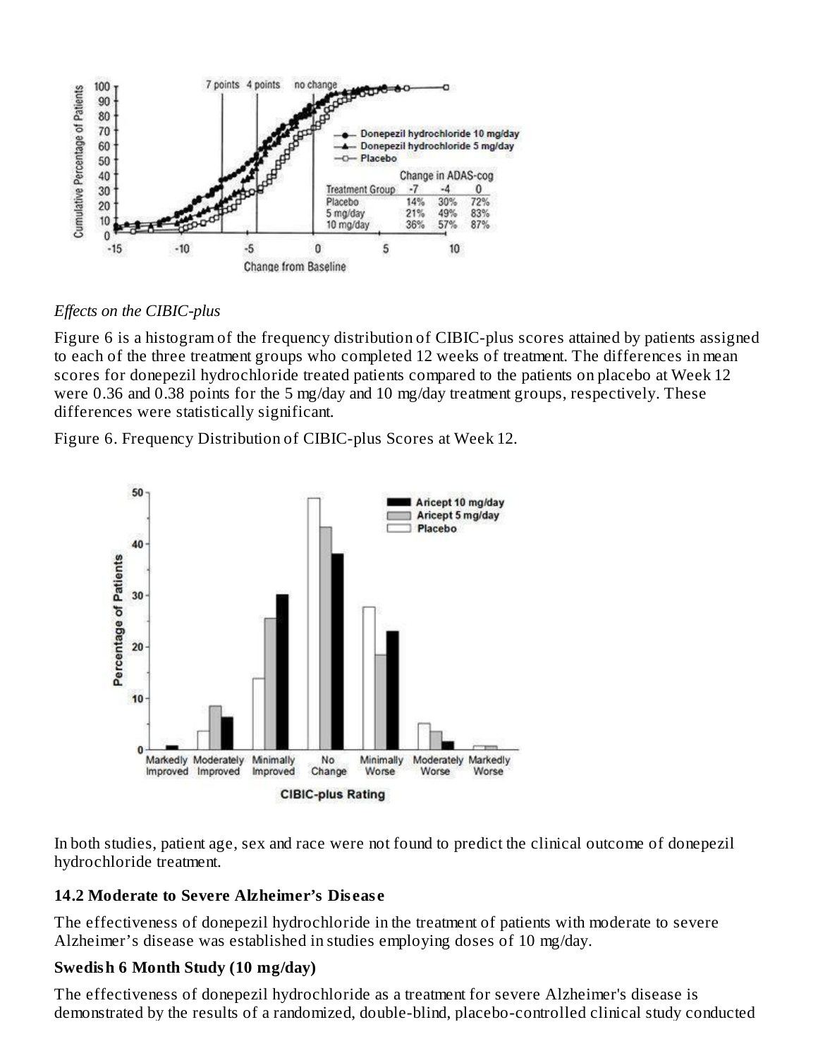*Effects on the CIBIC-plus*

Figure 6 is a histogram of the frequency distribution of CIBIC-plus scores attained by patients assigned to each of the three treatment groups who completed 12 weeks of treatment. The differences in mean scores for donepezil hydrochloride treated patients compared to the patients on placebo at Week 12 were 0.36 and 0.38 points for the 5 mg/day and 10 mg/day treatment groups, respectively. These differences were statistically significant.

Figure 6. Frequency Distribution of CIBIC-plus Scores at Week 12.

In both studies, patient age, sex and race were not found to predict the clinical outcome of donepezil hydrochloride treatment.

### 14.2 Moderate to Severe Alzheimer's Disease

The effectiveness of donepezil hydrochloride in the treatment of patients with moderate to severe Alzheimer's disease was established in studies employing doses of 10 mg/day.

**Swedish 6 Month Study (10 mg/day)**

The effectiveness of donepezil hydrochloride as a treatment for severe Alzheimer's disease is demonstrated by the results of a randomized, double-blind, placebo-controlled clinical study conducted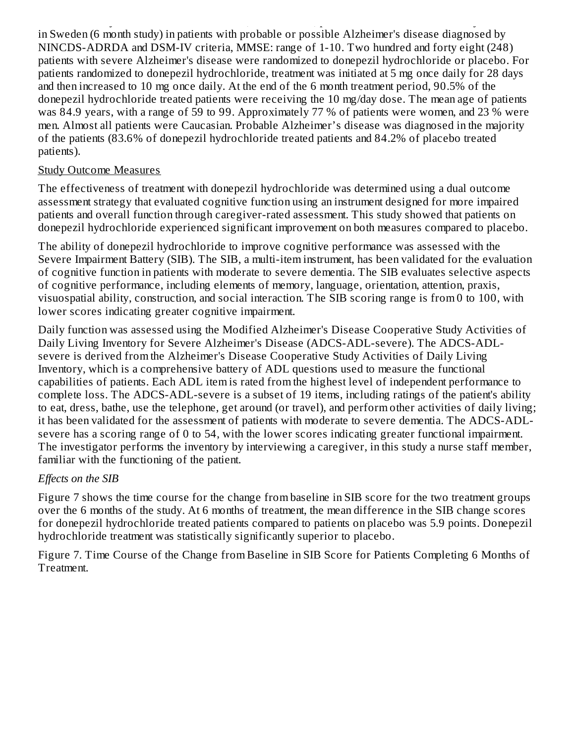in Sweden (6 month study) in patients with probable or possible Alzheimer's disease diagnosed by NINCDS-ADRDA and DSM-IV criteria, MMSE: range of 1-10. Two hundred and forty eight (248) patients with severe Alzheimer's disease were randomized to donepezil hydrochloride or placebo. For patients randomized to donepezil hydrochloride, treatment was initiated at 5 mg once daily for 28 days and then increased to 10 mg once daily. At the end of the 6 month treatment period, 90.5% of the donepezil hydrochloride treated patients were receiving the 10 mg/day dose. The mean age of patients was 84.9 years, with a range of 59 to 99. Approximately 77 % of patients were women, and 23 % were men. Almost all patients were Caucasian. Probable Alzheimer's disease was diagnosed in the majority of the patients (83.6% of donepezil hydrochloride treated patients and 84.2% of placebo treated patients).

Study Outcome Measures

The effectiveness of treatment with donepezil hydrochloride was determined using a dual outcome assessment strategy that evaluated cognitive function using an instrument designed for more impaired patients and overall function through caregiver-rated assessment. This study showed that patients on donepezil hydrochloride experienced significant improvement on both measures compared to placebo.

The ability of donepezil hydrochloride to improve cognitive performance was assessed with the Severe Impairment Battery (SIB). The SIB, a multi-item instrument, has been validated for the evaluation of cognitive function in patients with moderate to severe dementia. The SIB evaluates selective aspects of cognitive performance, including elements of memory, language, orientation, attention, praxis, visuospatial ability, construction, and social interaction. The SIB scoring range is from 0 to 100, with lower scores indicating greater cognitive impairment.

Daily function was assessed using the Modified Alzheimer's Disease Cooperative Study Activities of Daily Living Inventory for Severe Alzheimer's Disease (ADCS-ADL-severe). The ADCS-ADL-severe is derived from the Alzheimer's Disease Cooperative Study Activities of Daily Living Inventory, which is a comprehensive battery of ADL questions used to measure the functional capabilities of patients. Each ADL item is rated from the highest level of independent performance to complete loss. The ADCS-ADL-severe is a subset of 19 items, including ratings of the patient's ability to eat, dress, bathe, use the telephone, get around (or travel), and perform other activities of daily living; it has been validated for the assessment of patients with moderate to severe dementia. The ADCS-ADL-severe has a scoring range of 0 to 54, with the lower scores indicating greater functional impairment. The investigator performs the inventory by interviewing a caregiver, in this study a nurse staff member, familiar with the functioning of the patient.

*Effects on the SIB*

Figure 7 shows the time course for the change from baseline in SIB score for the two treatment groups over the 6 months of the study. At 6 months of treatment, the mean difference in the SIB change scores for donepezil hydrochloride treated patients compared to patients on placebo was 5.9 points. Donepezil hydrochloride treatment was statistically significantly superior to placebo.

Figure 7. Time Course of the Change from Baseline in SIB Score for Patients Completing 6 Months of Treatment.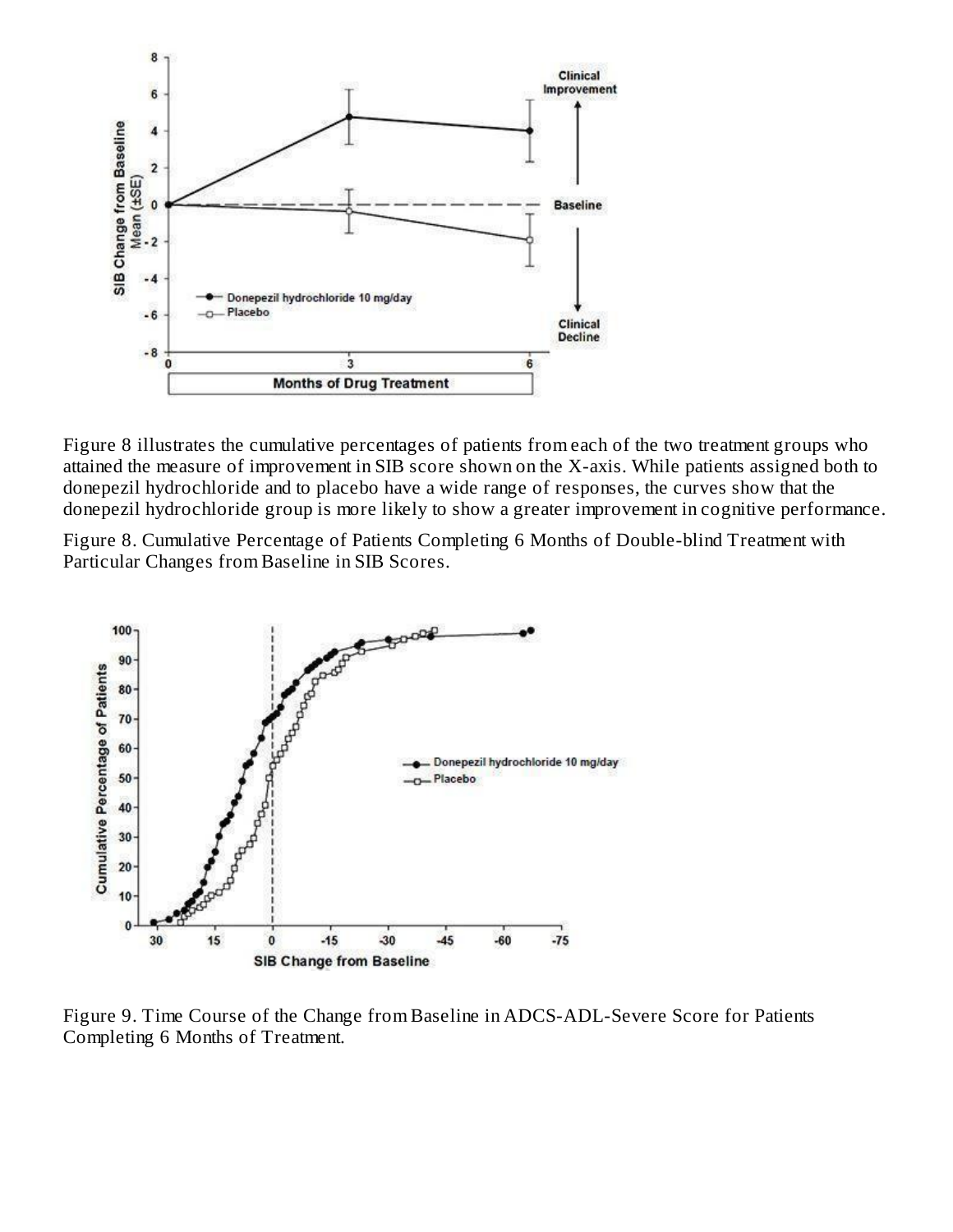Figure 8 illustrates the cumulative percentages of patients from each of the two treatment groups who attained the measure of improvement in SIB score shown on the X-axis. While patients assigned both to donepezil hydrochloride and to placebo have a wide range of responses, the curves show that the donepezil hydrochloride group is more likely to show a greater improvement in cognitive performance.

Figure 8. Cumulative Percentage of Patients Completing 6 Months of Double-blind Treatment with Particular Changes from Baseline in SIB Scores.

Figure 9. Time Course of the Change from Baseline in ADCS-ADL-Severe Score for Patients Completing 6 Months of Treatment.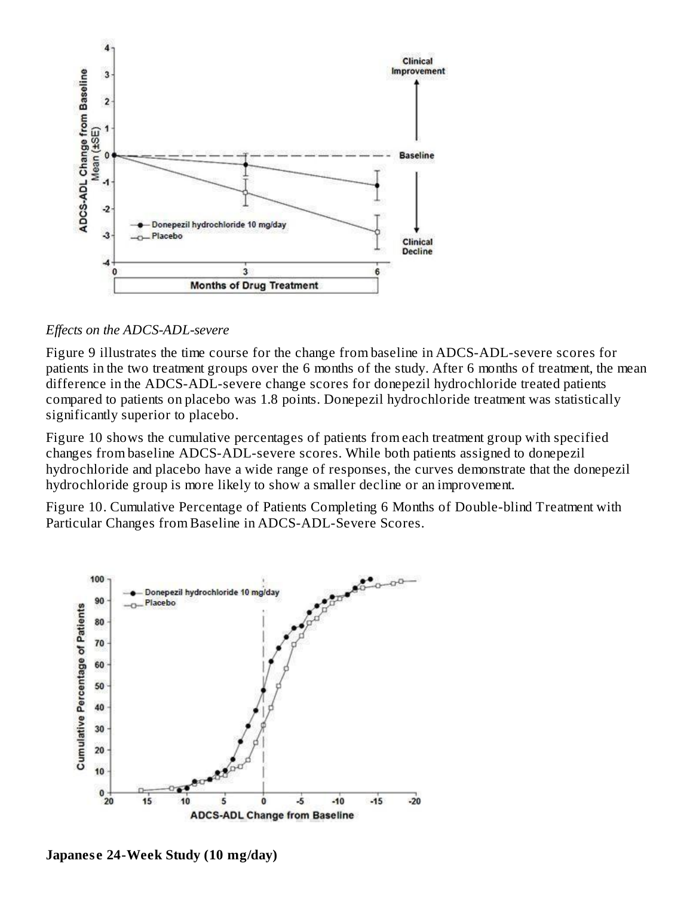*Effects on the ADCS-ADL-severe*

Figure 9 illustrates the time course for the change from baseline in ADCS-ADL-severe scores for patients in the two treatment groups over the 6 months of the study. After 6 months of treatment, the mean difference in the ADCS-ADL-severe change scores for donepezil hydrochloride treated patients compared to patients on placebo was 1.8 points. Donepezil hydrochloride treatment was statistically significantly superior to placebo.

Figure 10 shows the cumulative percentages of patients from each treatment group with specified changes from baseline ADCS-ADL-severe scores. While both patients assigned to donepezil hydrochloride and placebo have a wide range of responses, the curves demonstrate that the donepezil hydrochloride group is more likely to show a smaller decline or an improvement.

Figure 10. Cumulative Percentage of Patients Completing 6 Months of Double-blind Treatment with Particular Changes from Baseline in ADCS-ADL-Severe Scores.

**Japanese 24-Week Study (10 mg/day)**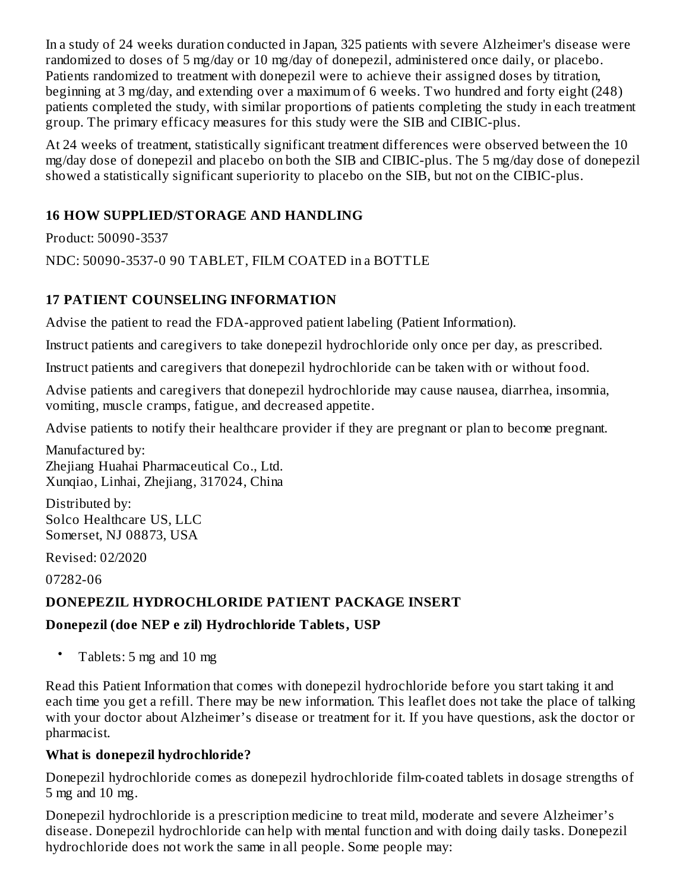In a study of 24 weeks duration conducted in Japan, 325 patients with severe Alzheimer's disease were randomized to doses of 5 mg/day or 10 mg/day of donepezil, administered once daily, or placebo. Patients randomized to treatment with donepezil were to achieve their assigned doses by titration, beginning at 3 mg/day, and extending over a maximum of 6 weeks. Two hundred and forty eight (248) patients completed the study, with similar proportions of patients completing the study in each treatment group. The primary efficacy measures for this study were the SIB and CIBIC-plus.

At 24 weeks of treatment, statistically significant treatment differences were observed between the 10 mg/day dose of donepezil and placebo on both the SIB and CIBIC-plus. The 5 mg/day dose of donepezil showed a statistically significant superiority to placebo on the SIB, but not on the CIBIC-plus.

## 16 HOW SUPPLIED/STORAGE AND HANDLING

Product: 50090-3537

NDC: 50090-3537-0 90 TABLET, FILM COATED in a BOTTLE

## 17 PATIENT COUNSELING INFORMATION

Advise the patient to read the FDA-approved patient labeling (Patient Information).

Instruct patients and caregivers to take donepezil hydrochloride only once per day, as prescribed.

Instruct patients and caregivers that donepezil hydrochloride can be taken with or without food.

Advise patients and caregivers that donepezil hydrochloride may cause nausea, diarrhea, insomnia, vomiting, muscle cramps, fatigue, and decreased appetite.

Advise patients to notify their healthcare provider if they are pregnant or plan to become pregnant.

Manufactured by:
Zhejiang Huahai Pharmaceutical Co., Ltd.
Xunqiao, Linhai, Zhejiang, 317024, China

Distributed by:
Solco Healthcare US, LLC
Somerset, NJ 08873, USA

Revised: 02/2020

07282-06

## DONEPEZIL HYDROCHLORIDE PATIENT PACKAGE INSERT

**Donepezil (doe NEP e zil) Hydrochloride Tablets, USP**

- Tablets: 5 mg and 10 mg

Read this Patient Information that comes with donepezil hydrochloride before you start taking it and each time you get a refill. There may be new information. This leaflet does not take the place of talking with your doctor about Alzheimer's disease or treatment for it. If you have questions, ask the doctor or pharmacist.

**What is donepezil hydrochloride?**

Donepezil hydrochloride comes as donepezil hydrochloride film-coated tablets in dosage strengths of 5 mg and 10 mg.

Donepezil hydrochloride is a prescription medicine to treat mild, moderate and severe Alzheimer's disease. Donepezil hydrochloride can help with mental function and with doing daily tasks. Donepezil hydrochloride does not work the same in all people. Some people may: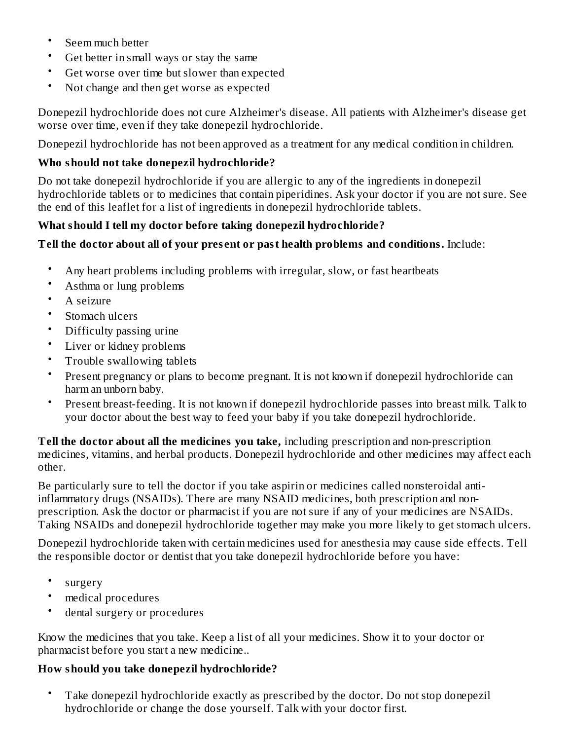- Seem much better
- Get better in small ways or stay the same
- Get worse over time but slower than expected
- Not change and then get worse as expected

Donepezil hydrochloride does not cure Alzheimer's disease. All patients with Alzheimer's disease get worse over time, even if they take donepezil hydrochloride.

Donepezil hydrochloride has not been approved as a treatment for any medical condition in children.

### Who should not take donepezil hydrochloride?

Do not take donepezil hydrochloride if you are allergic to any of the ingredients in donepezil hydrochloride tablets or to medicines that contain piperidines. Ask your doctor if you are not sure. See the end of this leaflet for a list of ingredients in donepezil hydrochloride tablets.

### What should I tell my doctor before taking donepezil hydrochloride?

**Tell the doctor about all of your present or past health problems and conditions.** Include:

- Any heart problems including problems with irregular, slow, or fast heartbeats
- Asthma or lung problems
- A seizure
- Stomach ulcers
- Difficulty passing urine
- Liver or kidney problems
- Trouble swallowing tablets
- Present pregnancy or plans to become pregnant. It is not known if donepezil hydrochloride can harm an unborn baby.
- Present breast-feeding. It is not known if donepezil hydrochloride passes into breast milk. Talk to your doctor about the best way to feed your baby if you take donepezil hydrochloride.

**Tell the doctor about all the medicines you take,** including prescription and non-prescription medicines, vitamins, and herbal products. Donepezil hydrochloride and other medicines may affect each other.

Be particularly sure to tell the doctor if you take aspirin or medicines called nonsteroidal anti-inflammatory drugs (NSAIDs). There are many NSAID medicines, both prescription and non-prescription. Ask the doctor or pharmacist if you are not sure if any of your medicines are NSAIDs. Taking NSAIDs and donepezil hydrochloride together may make you more likely to get stomach ulcers.

Donepezil hydrochloride taken with certain medicines used for anesthesia may cause side effects. Tell the responsible doctor or dentist that you take donepezil hydrochloride before you have:

- surgery
- medical procedures
- dental surgery or procedures

Know the medicines that you take. Keep a list of all your medicines. Show it to your doctor or pharmacist before you start a new medicine..

### How should you take donepezil hydrochloride?

- Take donepezil hydrochloride exactly as prescribed by the doctor. Do not stop donepezil hydrochloride or change the dose yourself. Talk with your doctor first.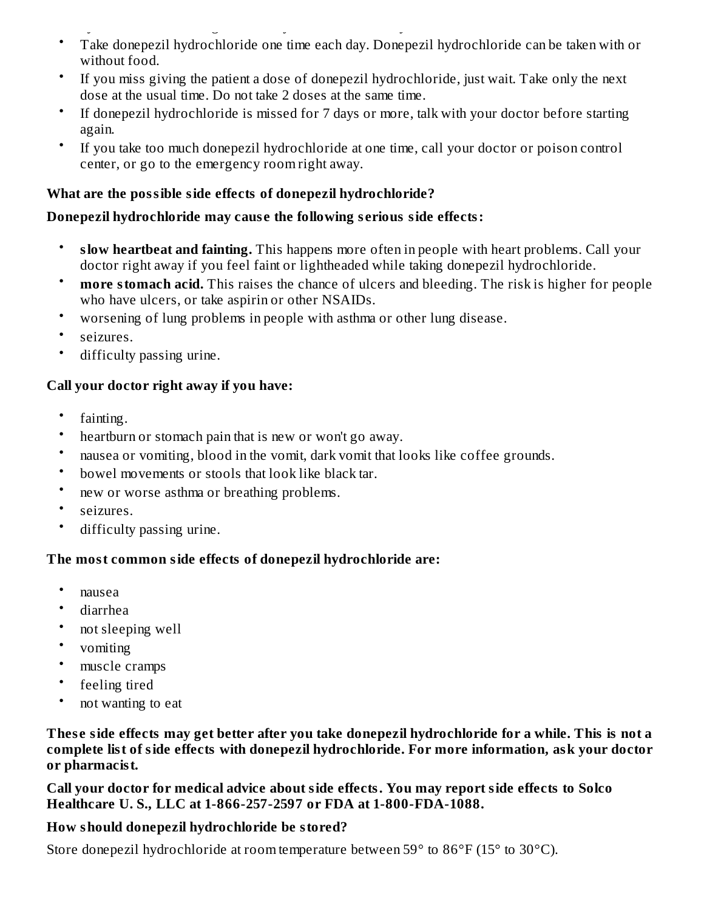- Take donepezil hydrochloride one time each day. Donepezil hydrochloride can be taken with or without food.
- If you miss giving the patient a dose of donepezil hydrochloride, just wait. Take only the next dose at the usual time. Do not take 2 doses at the same time.
- If donepezil hydrochloride is missed for 7 days or more, talk with your doctor before starting again.
- If you take too much donepezil hydrochloride at one time, call your doctor or poison control center, or go to the emergency room right away.

**What are the possible side effects of donepezil hydrochloride?**

**Donepezil hydrochloride may cause the following serious side effects:**

- **slow heartbeat and fainting.** This happens more often in people with heart problems. Call your doctor right away if you feel faint or lightheaded while taking donepezil hydrochloride.
- **more stomach acid.** This raises the chance of ulcers and bleeding. The risk is higher for people who have ulcers, or take aspirin or other NSAIDs.
- worsening of lung problems in people with asthma or other lung disease.
- seizures.
- difficulty passing urine.

**Call your doctor right away if you have:**

- fainting.
- heartburn or stomach pain that is new or won't go away.
- nausea or vomiting, blood in the vomit, dark vomit that looks like coffee grounds.
- bowel movements or stools that look like black tar.
- new or worse asthma or breathing problems.
- seizures.
- difficulty passing urine.

**The most common side effects of donepezil hydrochloride are:**

- nausea
- diarrhea
- not sleeping well
- vomiting
- muscle cramps
- feeling tired
- not wanting to eat

**These side effects may get better after you take donepezil hydrochloride for a while. This is not a complete list of side effects with donepezil hydrochloride. For more information, ask your doctor or pharmacist.**

**Call your doctor for medical advice about side effects. You may report side effects to Solco Healthcare U. S., LLC at 1-866-257-2597 or FDA at 1-800-FDA-1088.**

**How should donepezil hydrochloride be stored?**

Store donepezil hydrochloride at room temperature between 59° to 86°F (15° to 30°C).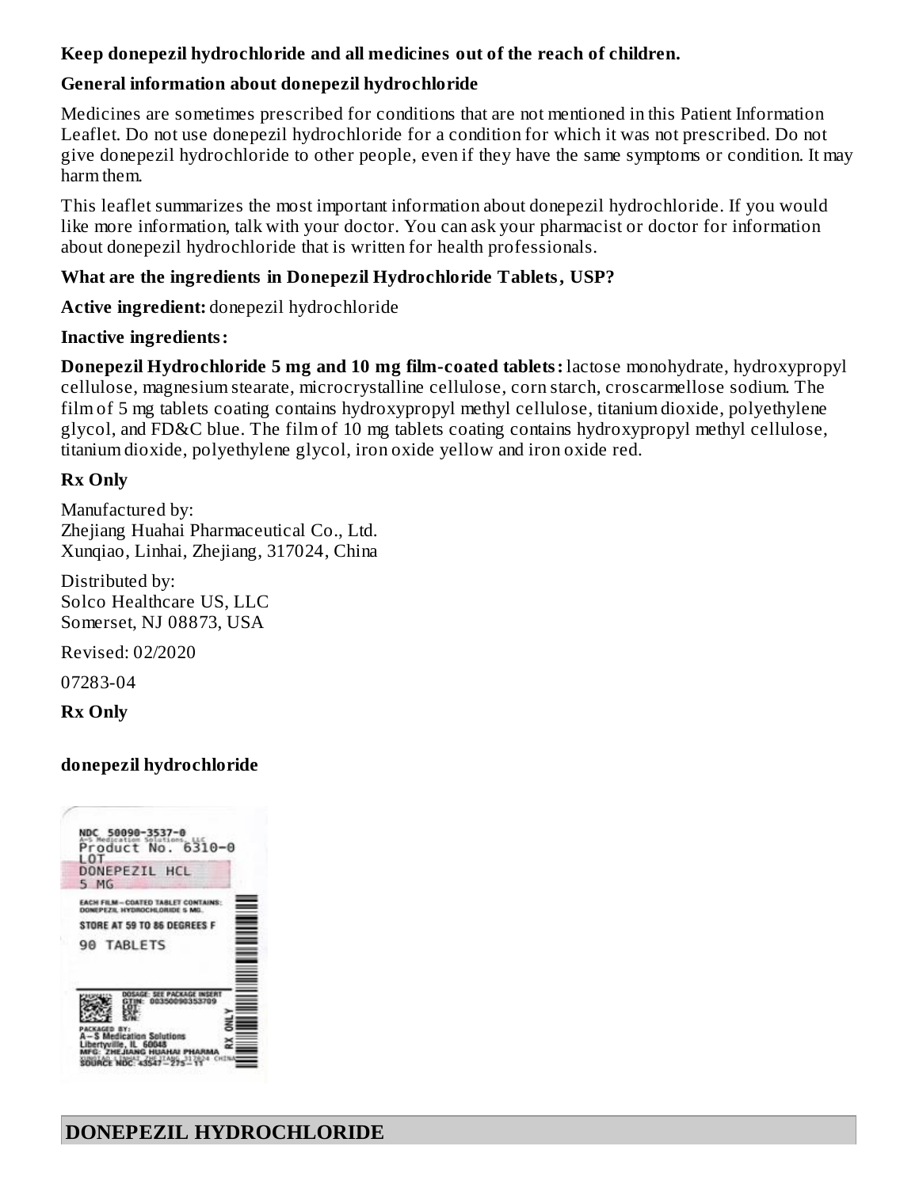**Keep donepezil hydrochloride and all medicines out of the reach of children.**

**General information about donepezil hydrochloride**

Medicines are sometimes prescribed for conditions that are not mentioned in this Patient Information Leaflet. Do not use donepezil hydrochloride for a condition for which it was not prescribed. Do not give donepezil hydrochloride to other people, even if they have the same symptoms or condition. It may harm them.

This leaflet summarizes the most important information about donepezil hydrochloride. If you would like more information, talk with your doctor. You can ask your pharmacist or doctor for information about donepezil hydrochloride that is written for health professionals.

**What are the ingredients in Donepezil Hydrochloride Tablets, USP?**

**Active ingredient:** donepezil hydrochloride

**Inactive ingredients:**

**Donepezil Hydrochloride 5 mg and 10 mg film-coated tablets:** lactose monohydrate, hydroxypropyl cellulose, magnesium stearate, microcrystalline cellulose, corn starch, croscarmellose sodium. The film of 5 mg tablets coating contains hydroxypropyl methyl cellulose, titanium dioxide, polyethylene glycol, and FD&C blue. The film of 10 mg tablets coating contains hydroxypropyl methyl cellulose, titanium dioxide, polyethylene glycol, iron oxide yellow and iron oxide red.

**Rx Only**

Manufactured by:
Zhejiang Huahai Pharmaceutical Co., Ltd.
Xunqiao, Linhai, Zhejiang, 317024, China

Distributed by:
Solco Healthcare US, LLC
Somerset, NJ 08873, USA

Revised: 02/2020

07283-04

**Rx Only**

**donepezil hydrochloride**

NDC 50090-3537-0
A-S Medication Solutions, LLC
Product No. 6310-0
LOT
DONEPEZIL HCL
5 MG

EACH FILM-COATED TABLET CONTAINS: DONEPEZIL HYDROCHLORIDE 5 MG.
STORE AT 59 TO 86 DEGREES F
90 TABLETS

DOSAGE: SEE PACKAGE INSERT
GTIN: 00350090353709
LOT:
EXP:
S/N:

PACKAGED BY:
A-S Medication Solutions
Libertyville, IL 60048
MFG: ZHEJIANG HUAHAI PHARMA
XUNQIAO, LINHAI, ZHEJIANG, 317024 CHINA
SOURCE NDC: 43547-275-11

RX ONLY

## DONEPEZIL HYDROCHLORIDE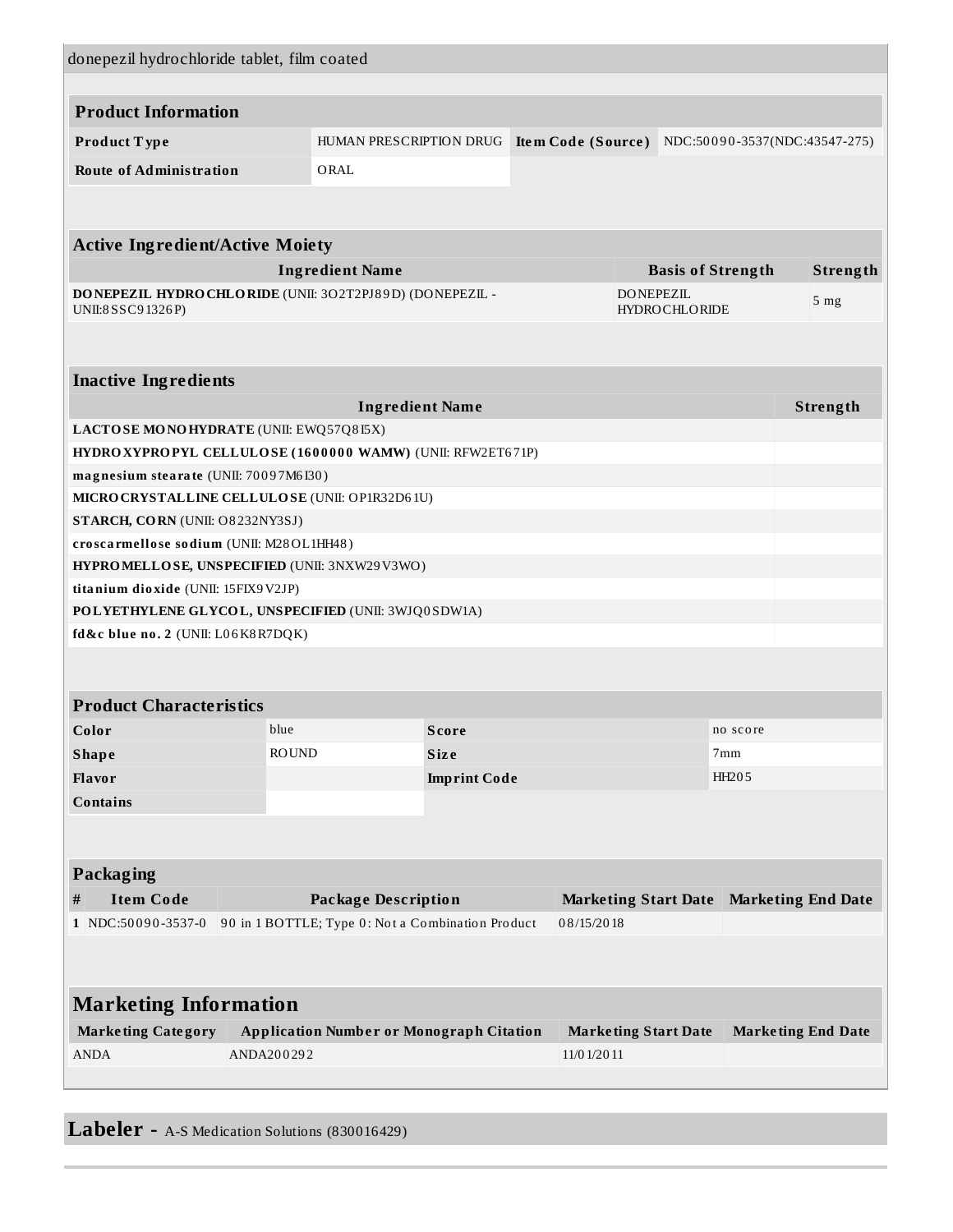donepezil hydrochloride tablet, film coated

| **Product Information** | | | |
|---|---|---|---|
| **Product Type** | HUMAN PRESCRIPTION DRUG | **Item Code (Source)** | NDC:50090-3537(NDC:43547-275) |
| **Route of Administration** | ORAL | | |

| **Active Ingredient/Active Moiety** | | |
|---|---|---|
| **Ingredient Name** | **Basis of Strength** | **Strength** |
| **DONEPEZIL HYDROCHLORIDE** (UNII: 3O2T2PJ89D) (DONEPEZIL - UNII:8SSC91326P) | DONEPEZIL HYDROCHLORIDE | 5 mg |

| **Inactive Ingredients** | |
|---|---|
| **Ingredient Name** | **Strength** |
| **LACTOSE MONOHYDRATE** (UNII: EWQ57Q8I5X) | |
| **HYDROXYPROPYL CELLULOSE (1600000 WAMW)** (UNII: RFW2ET671P) | |
| **magnesium stearate** (UNII: 70097M6I30) | |
| **MICROCRYSTALLINE CELLULOSE** (UNII: OP1R32D61U) | |
| **STARCH, CORN** (UNII: O8232NY3SJ) | |
| **croscarmellose sodium** (UNII: M28OL1HH48) | |
| **HYPROMELLOSE, UNSPECIFIED** (UNII: 3NXW29V3WO) | |
| **titanium dioxide** (UNII: 15FIX9V2JP) | |
| **POLYETHYLENE GLYCOL, UNSPECIFIED** (UNII: 3WJQ0SDW1A) | |
| **fd&c blue no. 2** (UNII: L06K8R7DQK) | |

| **Product Characteristics** | | | |
|---|---|---|---|
| **Color** | blue | **Score** | no score |
| **Shape** | ROUND | **Size** | 7mm |
| **Flavor** | | **Imprint Code** | HH205 |
| **Contains** | | | |

| **Packaging** | | | | |
|---|---|---|---|---|
| **#** | **Item Code** | **Package Description** | **Marketing Start Date** | **Marketing End Date** |
| 1 | NDC:50090-3537-0 | 90 in 1 BOTTLE; Type 0: Not a Combination Product | 08/15/2018 | |

| **Marketing Information** | | | |
|---|---|---|---|
| **Marketing Category** | **Application Number or Monograph Citation** | **Marketing Start Date** | **Marketing End Date** |
| ANDA | ANDA200292 | 11/01/2011 | |

**Labeler -** A-S Medication Solutions (830016429)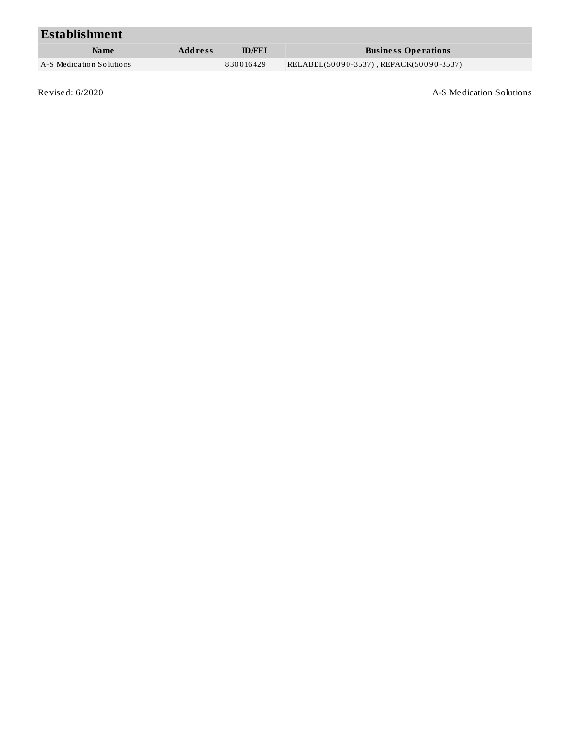## Establishment

| Name | Address | ID/FEI | Business Operations |
|---|---|---|---|
| A-S Medication Solutions | | 830016429 | RELABEL(50090-3537) , REPACK(50090-3537) |

Revised: 6/2020

A-S Medication Solutions